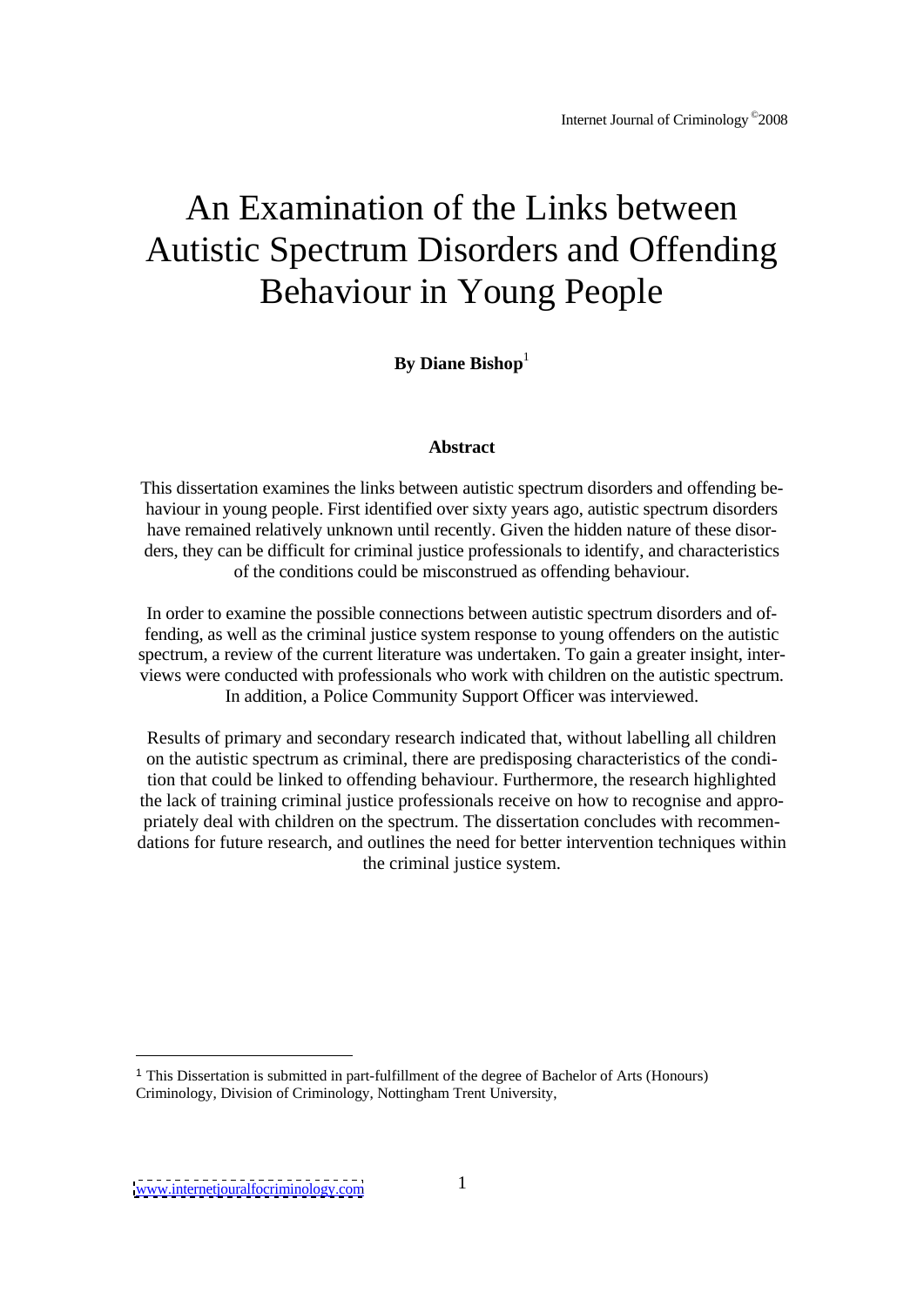# An Examination of the Links between Autistic Spectrum Disorders and Offending Behaviour in Young People

**By Diane Bishop**[1]

**Abstract**

This dissertation examines the links between autistic spectrum disorders and offending behaviour in young people. First identified over sixty years ago, autistic spectrum disorders have remained relatively unknown until recently. Given the hidden nature of these disorders, they can be difficult for criminal justice professionals to identify, and characteristics of the conditions could be misconstrued as offending behaviour.

In order to examine the possible connections between autistic spectrum disorders and offending, as well as the criminal justice system response to young offenders on the autistic spectrum, a review of the current literature was undertaken. To gain a greater insight, interviews were conducted with professionals who work with children on the autistic spectrum. In addition, a Police Community Support Officer was interviewed.

Results of primary and secondary research indicated that, without labelling all children on the autistic spectrum as criminal, there are predisposing characteristics of the condition that could be linked to offending behaviour. Furthermore, the research highlighted the lack of training criminal justice professionals receive on how to recognise and appropriately deal with children on the spectrum. The dissertation concludes with recommendations for future research, and outlines the need for better intervention techniques within the criminal justice system.

[1] This Dissertation is submitted in part-fulfillment of the degree of Bachelor of Arts (Honours) Criminology, Division of Criminology, Nottingham Trent University,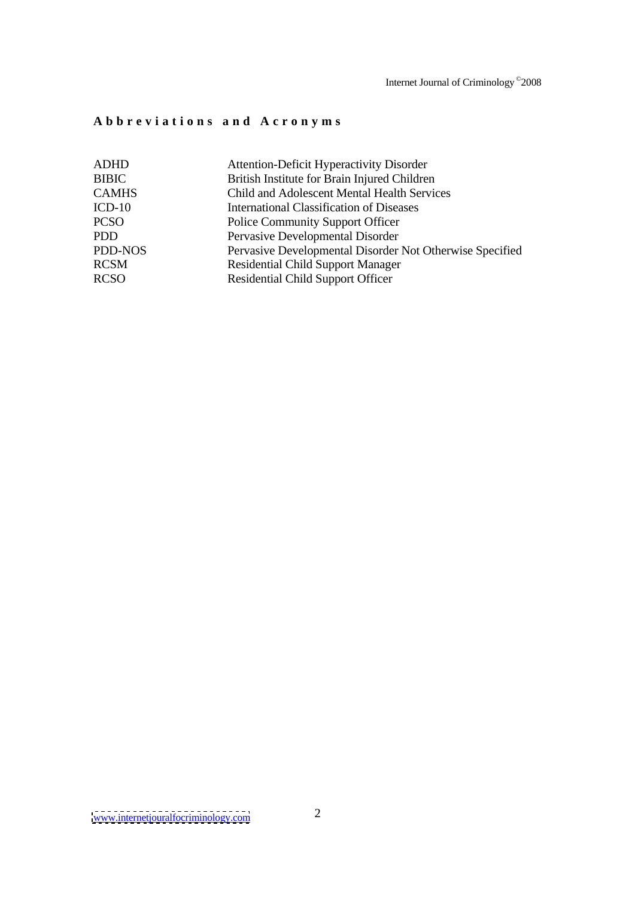## Abbreviations and Acronyms

| | |
|---|---|
| ADHD | Attention-Deficit Hyperactivity Disorder |
| BIBIC | British Institute for Brain Injured Children |
| CAMHS | Child and Adolescent Mental Health Services |
| ICD-10 | International Classification of Diseases |
| PCSO | Police Community Support Officer |
| PDD | Pervasive Developmental Disorder |
| PDD-NOS | Pervasive Developmental Disorder Not Otherwise Specified |
| RCSM | Residential Child Support Manager |
| RCSO | Residential Child Support Officer |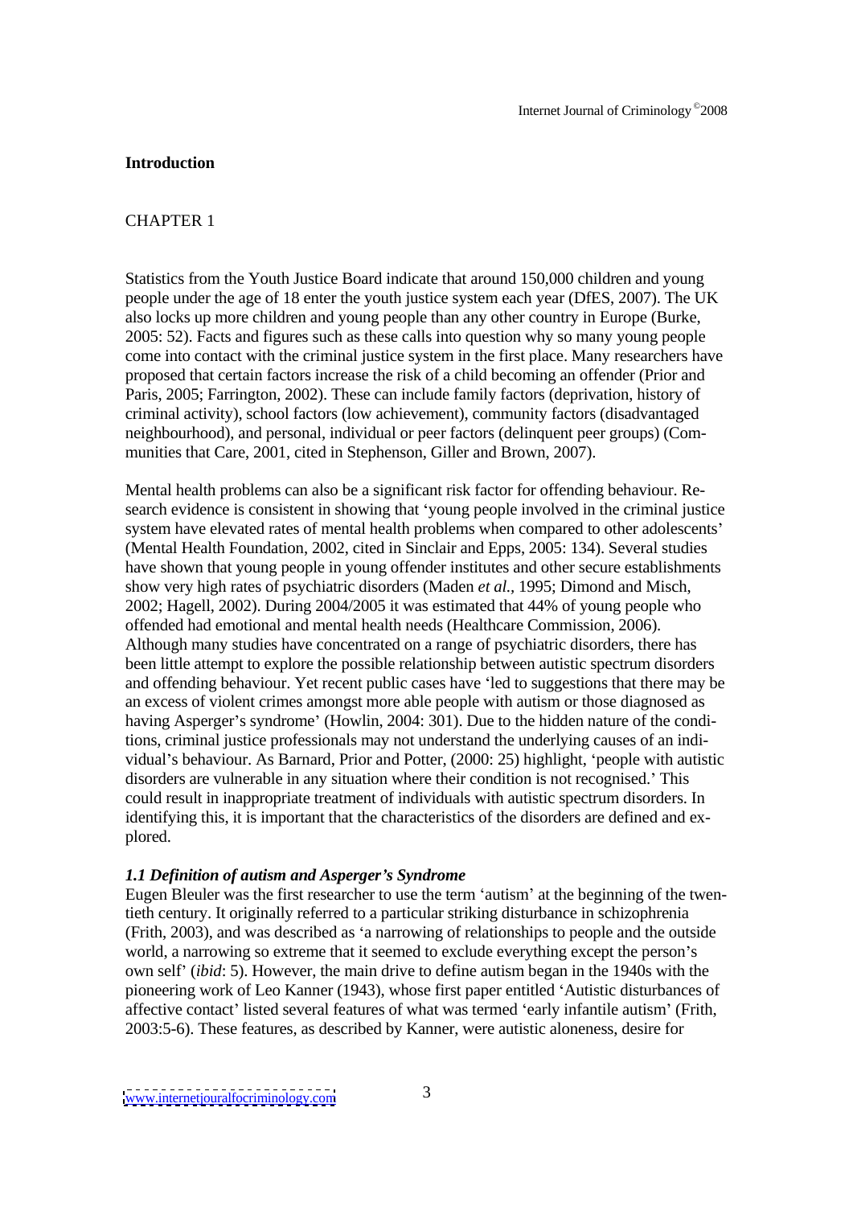## Introduction

CHAPTER 1

Statistics from the Youth Justice Board indicate that around 150,000 children and young people under the age of 18 enter the youth justice system each year (DfES, 2007). The UK also locks up more children and young people than any other country in Europe (Burke, 2005: 52). Facts and figures such as these calls into question why so many young people come into contact with the criminal justice system in the first place. Many researchers have proposed that certain factors increase the risk of a child becoming an offender (Prior and Paris, 2005; Farrington, 2002). These can include family factors (deprivation, history of criminal activity), school factors (low achievement), community factors (disadvantaged neighbourhood), and personal, individual or peer factors (delinquent peer groups) (Communities that Care, 2001, cited in Stephenson, Giller and Brown, 2007).

Mental health problems can also be a significant risk factor for offending behaviour. Research evidence is consistent in showing that 'young people involved in the criminal justice system have elevated rates of mental health problems when compared to other adolescents' (Mental Health Foundation, 2002, cited in Sinclair and Epps, 2005: 134). Several studies have shown that young people in young offender institutes and other secure establishments show very high rates of psychiatric disorders (Maden *et al.,* 1995; Dimond and Misch, 2002; Hagell, 2002). During 2004/2005 it was estimated that 44% of young people who offended had emotional and mental health needs (Healthcare Commission, 2006). Although many studies have concentrated on a range of psychiatric disorders, there has been little attempt to explore the possible relationship between autistic spectrum disorders and offending behaviour. Yet recent public cases have 'led to suggestions that there may be an excess of violent crimes amongst more able people with autism or those diagnosed as having Asperger's syndrome' (Howlin, 2004: 301). Due to the hidden nature of the conditions, criminal justice professionals may not understand the underlying causes of an individual's behaviour. As Barnard, Prior and Potter, (2000: 25) highlight, 'people with autistic disorders are vulnerable in any situation where their condition is not recognised.' This could result in inappropriate treatment of individuals with autistic spectrum disorders. In identifying this, it is important that the characteristics of the disorders are defined and explored.

### *1.1 Definition of autism and Asperger's Syndrome*

Eugen Bleuler was the first researcher to use the term 'autism' at the beginning of the twentieth century. It originally referred to a particular striking disturbance in schizophrenia (Frith, 2003), and was described as 'a narrowing of relationships to people and the outside world, a narrowing so extreme that it seemed to exclude everything except the person's own self' (*ibid*: 5). However, the main drive to define autism began in the 1940s with the pioneering work of Leo Kanner (1943), whose first paper entitled 'Autistic disturbances of affective contact' listed several features of what was termed 'early infantile autism' (Frith, 2003:5-6). These features, as described by Kanner, were autistic aloneness, desire for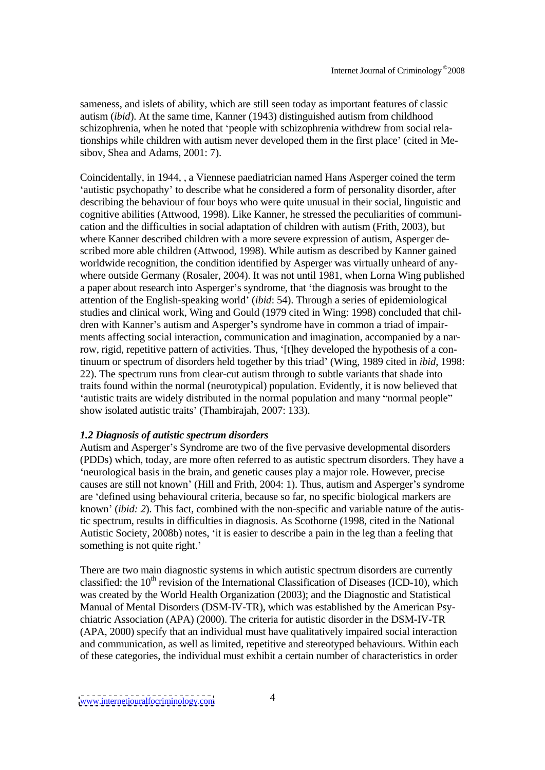sameness, and islets of ability, which are still seen today as important features of classic autism (*ibid*). At the same time, Kanner (1943) distinguished autism from childhood schizophrenia, when he noted that 'people with schizophrenia withdrew from social relationships while children with autism never developed them in the first place' (cited in Mesibov, Shea and Adams, 2001: 7).

Coincidentally, in 1944, , a Viennese paediatrician named Hans Asperger coined the term 'autistic psychopathy' to describe what he considered a form of personality disorder, after describing the behaviour of four boys who were quite unusual in their social, linguistic and cognitive abilities (Attwood, 1998). Like Kanner, he stressed the peculiarities of communication and the difficulties in social adaptation of children with autism (Frith, 2003), but where Kanner described children with a more severe expression of autism, Asperger described more able children (Attwood, 1998). While autism as described by Kanner gained worldwide recognition, the condition identified by Asperger was virtually unheard of anywhere outside Germany (Rosaler, 2004). It was not until 1981, when Lorna Wing published a paper about research into Asperger's syndrome, that 'the diagnosis was brought to the attention of the English-speaking world' (*ibid*: 54). Through a series of epidemiological studies and clinical work, Wing and Gould (1979 cited in Wing: 1998) concluded that children with Kanner's autism and Asperger's syndrome have in common a triad of impairments affecting social interaction, communication and imagination, accompanied by a narrow, rigid, repetitive pattern of activities. Thus, '[t]hey developed the hypothesis of a continuum or spectrum of disorders held together by this triad' (Wing, 1989 cited in *ibid*, 1998: 22). The spectrum runs from clear-cut autism through to subtle variants that shade into traits found within the normal (neurotypical) population. Evidently, it is now believed that 'autistic traits are widely distributed in the normal population and many "normal people" show isolated autistic traits' (Thambirajah, 2007: 133).

### *1.2 Diagnosis of autistic spectrum disorders*

Autism and Asperger's Syndrome are two of the five pervasive developmental disorders (PDDs) which, today, are more often referred to as autistic spectrum disorders. They have a 'neurological basis in the brain, and genetic causes play a major role. However, precise causes are still not known' (Hill and Frith, 2004: 1). Thus, autism and Asperger's syndrome are 'defined using behavioural criteria, because so far, no specific biological markers are known' (*ibid: 2*). This fact, combined with the non-specific and variable nature of the autistic spectrum, results in difficulties in diagnosis. As Scothorne (1998, cited in the National Autistic Society, 2008b) notes, 'it is easier to describe a pain in the leg than a feeling that something is not quite right.'

There are two main diagnostic systems in which autistic spectrum disorders are currently classified: the 10th revision of the International Classification of Diseases (ICD-10), which was created by the World Health Organization (2003); and the Diagnostic and Statistical Manual of Mental Disorders (DSM-IV-TR), which was established by the American Psychiatric Association (APA) (2000). The criteria for autistic disorder in the DSM-IV-TR (APA, 2000) specify that an individual must have qualitatively impaired social interaction and communication, as well as limited, repetitive and stereotyped behaviours. Within each of these categories, the individual must exhibit a certain number of characteristics in order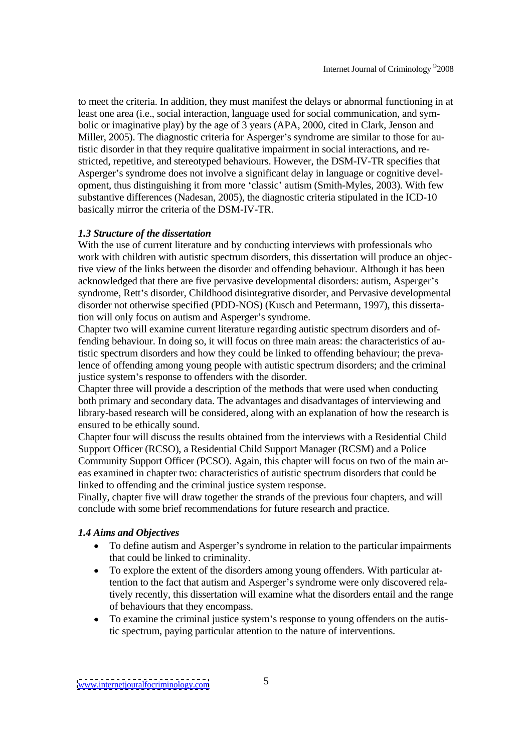to meet the criteria. In addition, they must manifest the delays or abnormal functioning in at least one area (i.e., social interaction, language used for social communication, and symbolic or imaginative play) by the age of 3 years (APA, 2000, cited in Clark, Jenson and Miller, 2005). The diagnostic criteria for Asperger's syndrome are similar to those for autistic disorder in that they require qualitative impairment in social interactions, and restricted, repetitive, and stereotyped behaviours. However, the DSM-IV-TR specifies that Asperger's syndrome does not involve a significant delay in language or cognitive development, thus distinguishing it from more 'classic' autism (Smith-Myles, 2003). With few substantive differences (Nadesan, 2005), the diagnostic criteria stipulated in the ICD-10 basically mirror the criteria of the DSM-IV-TR.

### *1.3 Structure of the dissertation*

With the use of current literature and by conducting interviews with professionals who work with children with autistic spectrum disorders, this dissertation will produce an objective view of the links between the disorder and offending behaviour. Although it has been acknowledged that there are five pervasive developmental disorders: autism, Asperger's syndrome, Rett's disorder, Childhood disintegrative disorder, and Pervasive developmental disorder not otherwise specified (PDD-NOS) (Kusch and Petermann, 1997), this dissertation will only focus on autism and Asperger's syndrome.

Chapter two will examine current literature regarding autistic spectrum disorders and offending behaviour. In doing so, it will focus on three main areas: the characteristics of autistic spectrum disorders and how they could be linked to offending behaviour; the prevalence of offending among young people with autistic spectrum disorders; and the criminal justice system's response to offenders with the disorder.

Chapter three will provide a description of the methods that were used when conducting both primary and secondary data. The advantages and disadvantages of interviewing and library-based research will be considered, along with an explanation of how the research is ensured to be ethically sound.

Chapter four will discuss the results obtained from the interviews with a Residential Child Support Officer (RCSO), a Residential Child Support Manager (RCSM) and a Police Community Support Officer (PCSO). Again, this chapter will focus on two of the main areas examined in chapter two: characteristics of autistic spectrum disorders that could be linked to offending and the criminal justice system response.

Finally, chapter five will draw together the strands of the previous four chapters, and will conclude with some brief recommendations for future research and practice.

### *1.4 Aims and Objectives*

- To define autism and Asperger's syndrome in relation to the particular impairments that could be linked to criminality.
- To explore the extent of the disorders among young offenders. With particular attention to the fact that autism and Asperger's syndrome were only discovered relatively recently, this dissertation will examine what the disorders entail and the range of behaviours that they encompass.
- To examine the criminal justice system's response to young offenders on the autistic spectrum, paying particular attention to the nature of interventions.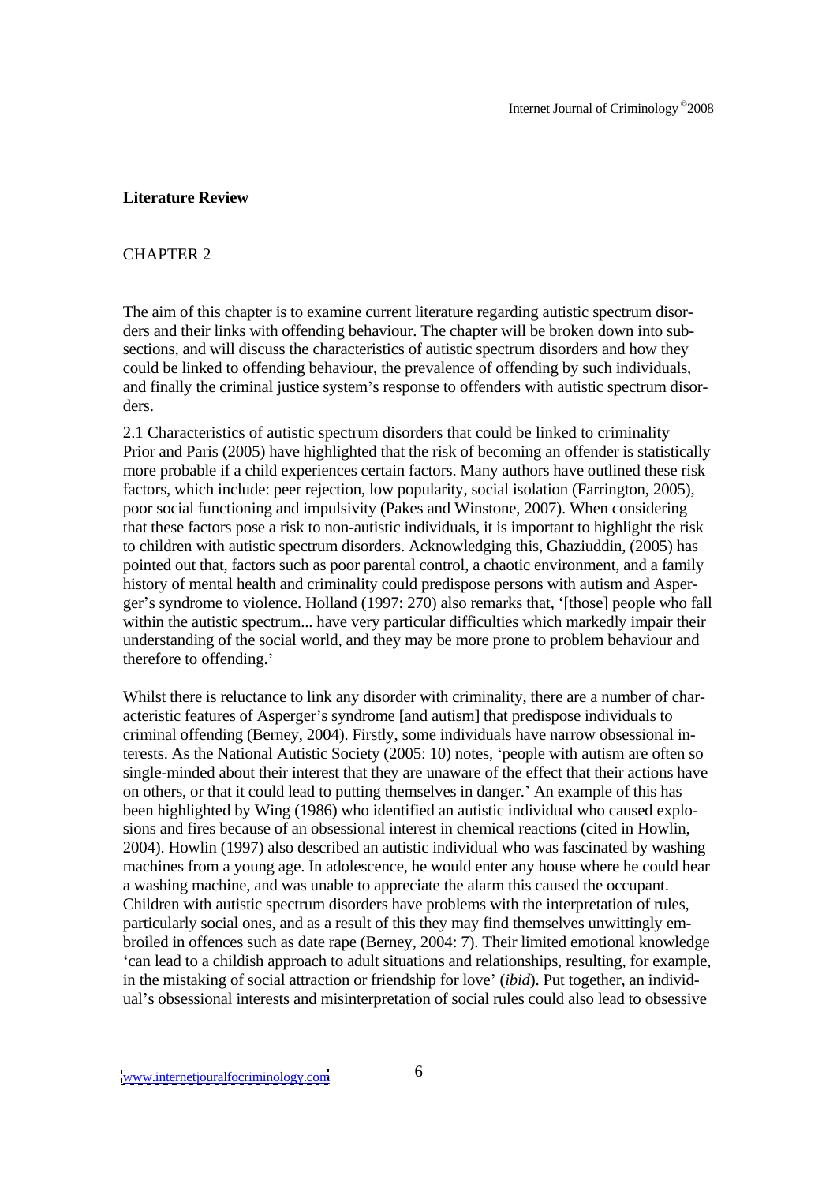## Literature Review

CHAPTER 2

The aim of this chapter is to examine current literature regarding autistic spectrum disorders and their links with offending behaviour. The chapter will be broken down into subsections, and will discuss the characteristics of autistic spectrum disorders and how they could be linked to offending behaviour, the prevalence of offending by such individuals, and finally the criminal justice system's response to offenders with autistic spectrum disorders.

2.1 Characteristics of autistic spectrum disorders that could be linked to criminality

Prior and Paris (2005) have highlighted that the risk of becoming an offender is statistically more probable if a child experiences certain factors. Many authors have outlined these risk factors, which include: peer rejection, low popularity, social isolation (Farrington, 2005), poor social functioning and impulsivity (Pakes and Winstone, 2007). When considering that these factors pose a risk to non-autistic individuals, it is important to highlight the risk to children with autistic spectrum disorders. Acknowledging this, Ghaziuddin, (2005) has pointed out that, factors such as poor parental control, a chaotic environment, and a family history of mental health and criminality could predispose persons with autism and Asperger's syndrome to violence. Holland (1997: 270) also remarks that, '[those] people who fall within the autistic spectrum... have very particular difficulties which markedly impair their understanding of the social world, and they may be more prone to problem behaviour and therefore to offending.'

Whilst there is reluctance to link any disorder with criminality, there are a number of characteristic features of Asperger's syndrome [and autism] that predispose individuals to criminal offending (Berney, 2004). Firstly, some individuals have narrow obsessional interests. As the National Autistic Society (2005: 10) notes, 'people with autism are often so single-minded about their interest that they are unaware of the effect that their actions have on others, or that it could lead to putting themselves in danger.' An example of this has been highlighted by Wing (1986) who identified an autistic individual who caused explosions and fires because of an obsessional interest in chemical reactions (cited in Howlin, 2004). Howlin (1997) also described an autistic individual who was fascinated by washing machines from a young age. In adolescence, he would enter any house where he could hear a washing machine, and was unable to appreciate the alarm this caused the occupant. Children with autistic spectrum disorders have problems with the interpretation of rules, particularly social ones, and as a result of this they may find themselves unwittingly embroiled in offences such as date rape (Berney, 2004: 7). Their limited emotional knowledge 'can lead to a childish approach to adult situations and relationships, resulting, for example, in the mistaking of social attraction or friendship for love' (*ibid*). Put together, an individual's obsessional interests and misinterpretation of social rules could also lead to obsessive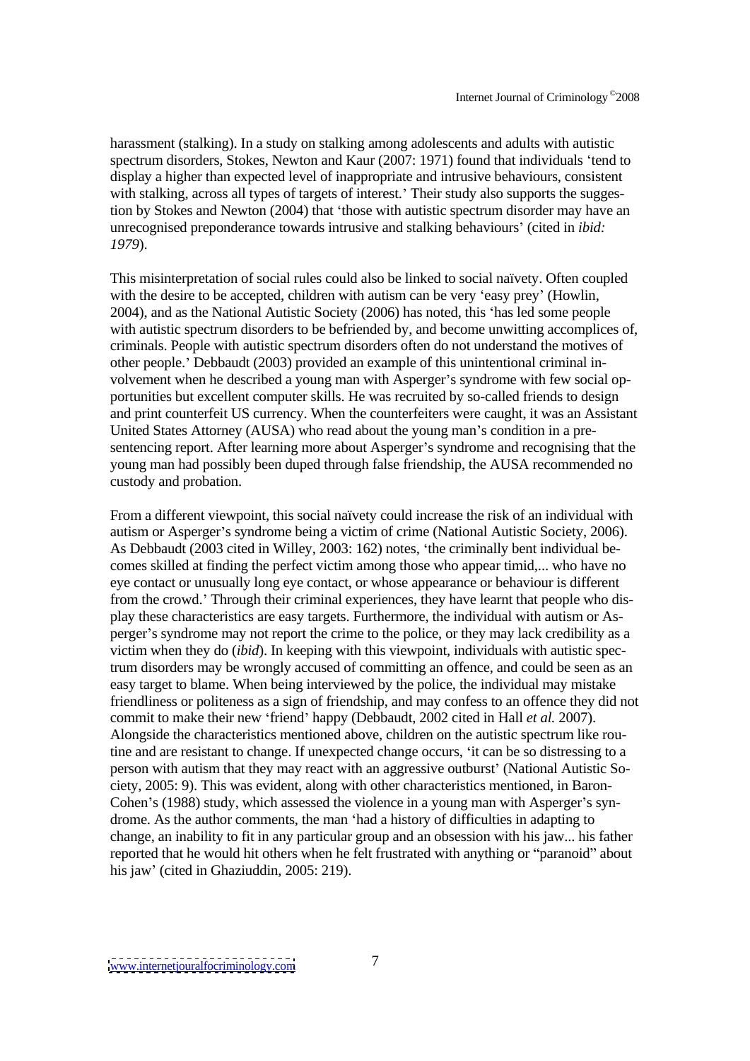harassment (stalking). In a study on stalking among adolescents and adults with autistic spectrum disorders, Stokes, Newton and Kaur (2007: 1971) found that individuals 'tend to display a higher than expected level of inappropriate and intrusive behaviours, consistent with stalking, across all types of targets of interest.' Their study also supports the suggestion by Stokes and Newton (2004) that 'those with autistic spectrum disorder may have an unrecognised preponderance towards intrusive and stalking behaviours' (cited in *ibid: 1979*).

This misinterpretation of social rules could also be linked to social naïvety. Often coupled with the desire to be accepted, children with autism can be very 'easy prey' (Howlin, 2004), and as the National Autistic Society (2006) has noted, this 'has led some people with autistic spectrum disorders to be befriended by, and become unwitting accomplices of, criminals. People with autistic spectrum disorders often do not understand the motives of other people.' Debbaudt (2003) provided an example of this unintentional criminal involvement when he described a young man with Asperger's syndrome with few social opportunities but excellent computer skills. He was recruited by so-called friends to design and print counterfeit US currency. When the counterfeiters were caught, it was an Assistant United States Attorney (AUSA) who read about the young man's condition in a pre-sentencing report. After learning more about Asperger's syndrome and recognising that the young man had possibly been duped through false friendship, the AUSA recommended no custody and probation.

From a different viewpoint, this social naïvety could increase the risk of an individual with autism or Asperger's syndrome being a victim of crime (National Autistic Society, 2006). As Debbaudt (2003 cited in Willey, 2003: 162) notes, 'the criminally bent individual becomes skilled at finding the perfect victim among those who appear timid,... who have no eye contact or unusually long eye contact, or whose appearance or behaviour is different from the crowd.' Through their criminal experiences, they have learnt that people who display these characteristics are easy targets. Furthermore, the individual with autism or Asperger's syndrome may not report the crime to the police, or they may lack credibility as a victim when they do (*ibid*). In keeping with this viewpoint, individuals with autistic spectrum disorders may be wrongly accused of committing an offence, and could be seen as an easy target to blame. When being interviewed by the police, the individual may mistake friendliness or politeness as a sign of friendship, and may confess to an offence they did not commit to make their new 'friend' happy (Debbaudt, 2002 cited in Hall *et al.* 2007). Alongside the characteristics mentioned above, children on the autistic spectrum like routine and are resistant to change. If unexpected change occurs, 'it can be so distressing to a person with autism that they may react with an aggressive outburst' (National Autistic Society, 2005: 9). This was evident, along with other characteristics mentioned, in Baron-Cohen's (1988) study, which assessed the violence in a young man with Asperger's syndrome. As the author comments, the man 'had a history of difficulties in adapting to change, an inability to fit in any particular group and an obsession with his jaw... his father reported that he would hit others when he felt frustrated with anything or "paranoid" about his jaw' (cited in Ghaziuddin, 2005: 219).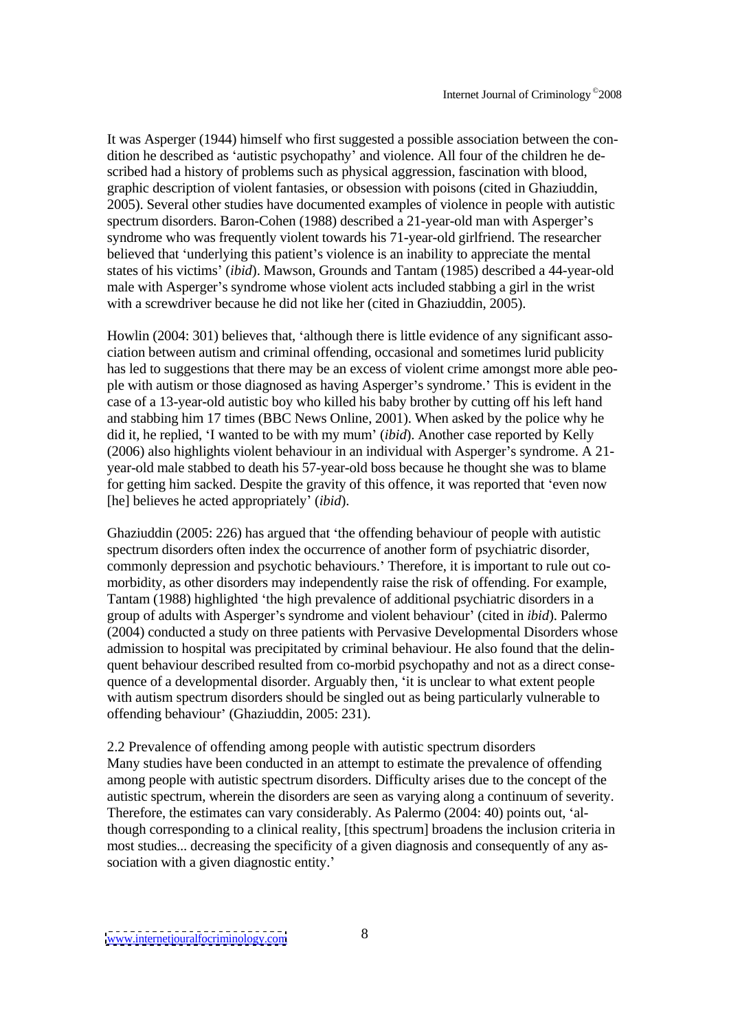It was Asperger (1944) himself who first suggested a possible association between the condition he described as 'autistic psychopathy' and violence. All four of the children he described had a history of problems such as physical aggression, fascination with blood, graphic description of violent fantasies, or obsession with poisons (cited in Ghaziuddin, 2005). Several other studies have documented examples of violence in people with autistic spectrum disorders. Baron-Cohen (1988) described a 21-year-old man with Asperger's syndrome who was frequently violent towards his 71-year-old girlfriend. The researcher believed that 'underlying this patient's violence is an inability to appreciate the mental states of his victims' (*ibid*). Mawson, Grounds and Tantam (1985) described a 44-year-old male with Asperger's syndrome whose violent acts included stabbing a girl in the wrist with a screwdriver because he did not like her (cited in Ghaziuddin, 2005).

Howlin (2004: 301) believes that, 'although there is little evidence of any significant association between autism and criminal offending, occasional and sometimes lurid publicity has led to suggestions that there may be an excess of violent crime amongst more able people with autism or those diagnosed as having Asperger's syndrome.' This is evident in the case of a 13-year-old autistic boy who killed his baby brother by cutting off his left hand and stabbing him 17 times (BBC News Online, 2001). When asked by the police why he did it, he replied, 'I wanted to be with my mum' (*ibid*). Another case reported by Kelly (2006) also highlights violent behaviour in an individual with Asperger's syndrome. A 21-year-old male stabbed to death his 57-year-old boss because he thought she was to blame for getting him sacked. Despite the gravity of this offence, it was reported that 'even now [he] believes he acted appropriately' (*ibid*).

Ghaziuddin (2005: 226) has argued that 'the offending behaviour of people with autistic spectrum disorders often index the occurrence of another form of psychiatric disorder, commonly depression and psychotic behaviours.' Therefore, it is important to rule out co-morbidity, as other disorders may independently raise the risk of offending. For example, Tantam (1988) highlighted 'the high prevalence of additional psychiatric disorders in a group of adults with Asperger's syndrome and violent behaviour' (cited in *ibid*). Palermo (2004) conducted a study on three patients with Pervasive Developmental Disorders whose admission to hospital was precipitated by criminal behaviour. He also found that the delinquent behaviour described resulted from co-morbid psychopathy and not as a direct consequence of a developmental disorder. Arguably then, 'it is unclear to what extent people with autism spectrum disorders should be singled out as being particularly vulnerable to offending behaviour' (Ghaziuddin, 2005: 231).

### 2.2 Prevalence of offending among people with autistic spectrum disorders

Many studies have been conducted in an attempt to estimate the prevalence of offending among people with autistic spectrum disorders. Difficulty arises due to the concept of the autistic spectrum, wherein the disorders are seen as varying along a continuum of severity. Therefore, the estimates can vary considerably. As Palermo (2004: 40) points out, 'although corresponding to a clinical reality, [this spectrum] broadens the inclusion criteria in most studies... decreasing the specificity of a given diagnosis and consequently of any association with a given diagnostic entity.'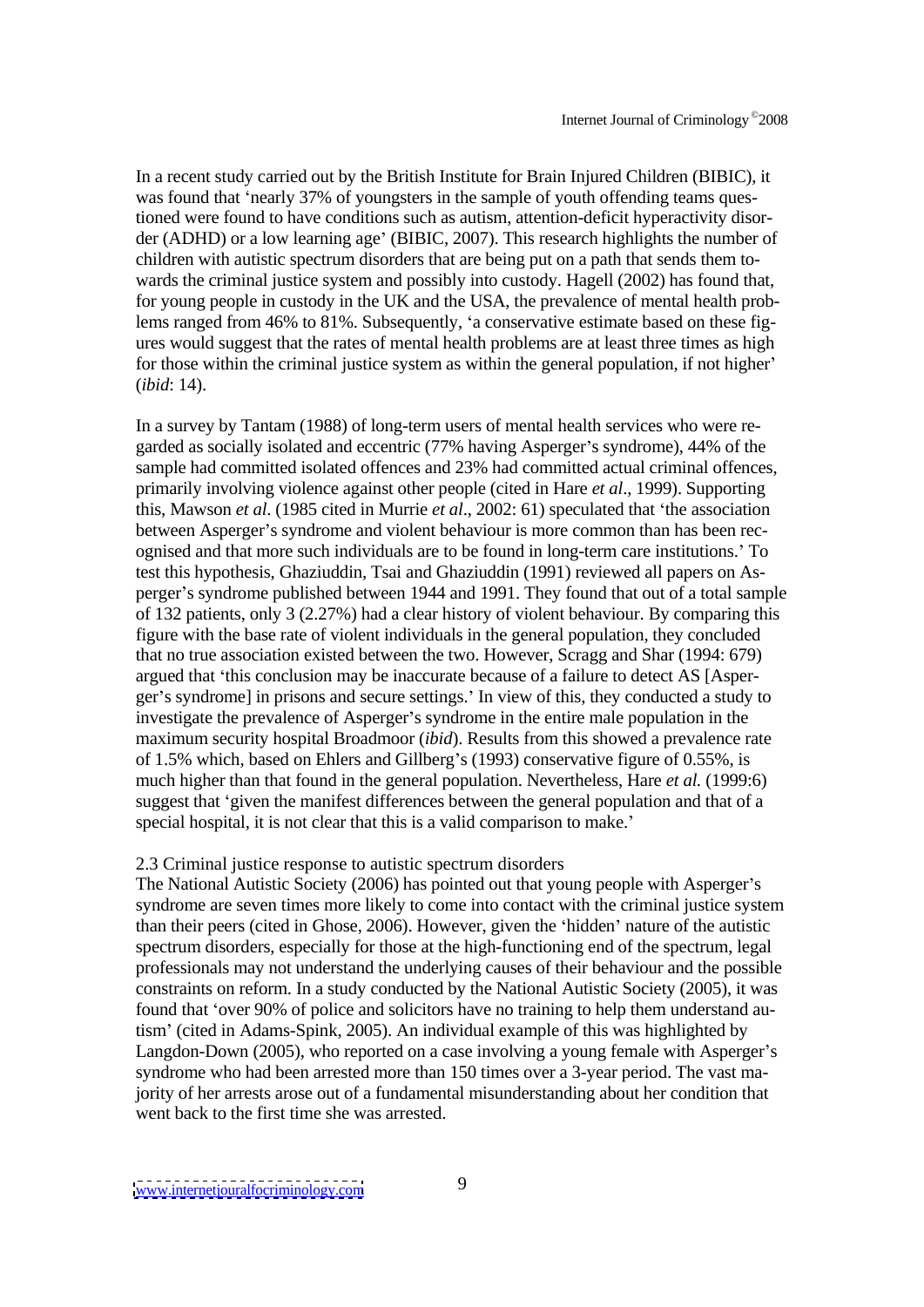In a recent study carried out by the British Institute for Brain Injured Children (BIBIC), it was found that 'nearly 37% of youngsters in the sample of youth offending teams questioned were found to have conditions such as autism, attention-deficit hyperactivity disorder (ADHD) or a low learning age' (BIBIC, 2007). This research highlights the number of children with autistic spectrum disorders that are being put on a path that sends them towards the criminal justice system and possibly into custody. Hagell (2002) has found that, for young people in custody in the UK and the USA, the prevalence of mental health problems ranged from 46% to 81%. Subsequently, 'a conservative estimate based on these figures would suggest that the rates of mental health problems are at least three times as high for those within the criminal justice system as within the general population, if not higher' (*ibid*: 14).

In a survey by Tantam (1988) of long-term users of mental health services who were regarded as socially isolated and eccentric (77% having Asperger's syndrome), 44% of the sample had committed isolated offences and 23% had committed actual criminal offences, primarily involving violence against other people (cited in Hare *et al*., 1999). Supporting this, Mawson *et al*. (1985 cited in Murrie *et al*., 2002: 61) speculated that 'the association between Asperger's syndrome and violent behaviour is more common than has been recognised and that more such individuals are to be found in long-term care institutions.' To test this hypothesis, Ghaziuddin, Tsai and Ghaziuddin (1991) reviewed all papers on Asperger's syndrome published between 1944 and 1991. They found that out of a total sample of 132 patients, only 3 (2.27%) had a clear history of violent behaviour. By comparing this figure with the base rate of violent individuals in the general population, they concluded that no true association existed between the two. However, Scragg and Shar (1994: 679) argued that 'this conclusion may be inaccurate because of a failure to detect AS [Asperger's syndrome] in prisons and secure settings.' In view of this, they conducted a study to investigate the prevalence of Asperger's syndrome in the entire male population in the maximum security hospital Broadmoor (*ibid*). Results from this showed a prevalence rate of 1.5% which, based on Ehlers and Gillberg's (1993) conservative figure of 0.55%, is much higher than that found in the general population. Nevertheless, Hare *et al.* (1999:6) suggest that 'given the manifest differences between the general population and that of a special hospital, it is not clear that this is a valid comparison to make.'

### 2.3 Criminal justice response to autistic spectrum disorders

The National Autistic Society (2006) has pointed out that young people with Asperger's syndrome are seven times more likely to come into contact with the criminal justice system than their peers (cited in Ghose, 2006). However, given the 'hidden' nature of the autistic spectrum disorders, especially for those at the high-functioning end of the spectrum, legal professionals may not understand the underlying causes of their behaviour and the possible constraints on reform. In a study conducted by the National Autistic Society (2005), it was found that 'over 90% of police and solicitors have no training to help them understand autism' (cited in Adams-Spink, 2005). An individual example of this was highlighted by Langdon-Down (2005), who reported on a case involving a young female with Asperger's syndrome who had been arrested more than 150 times over a 3-year period. The vast majority of her arrests arose out of a fundamental misunderstanding about her condition that went back to the first time she was arrested.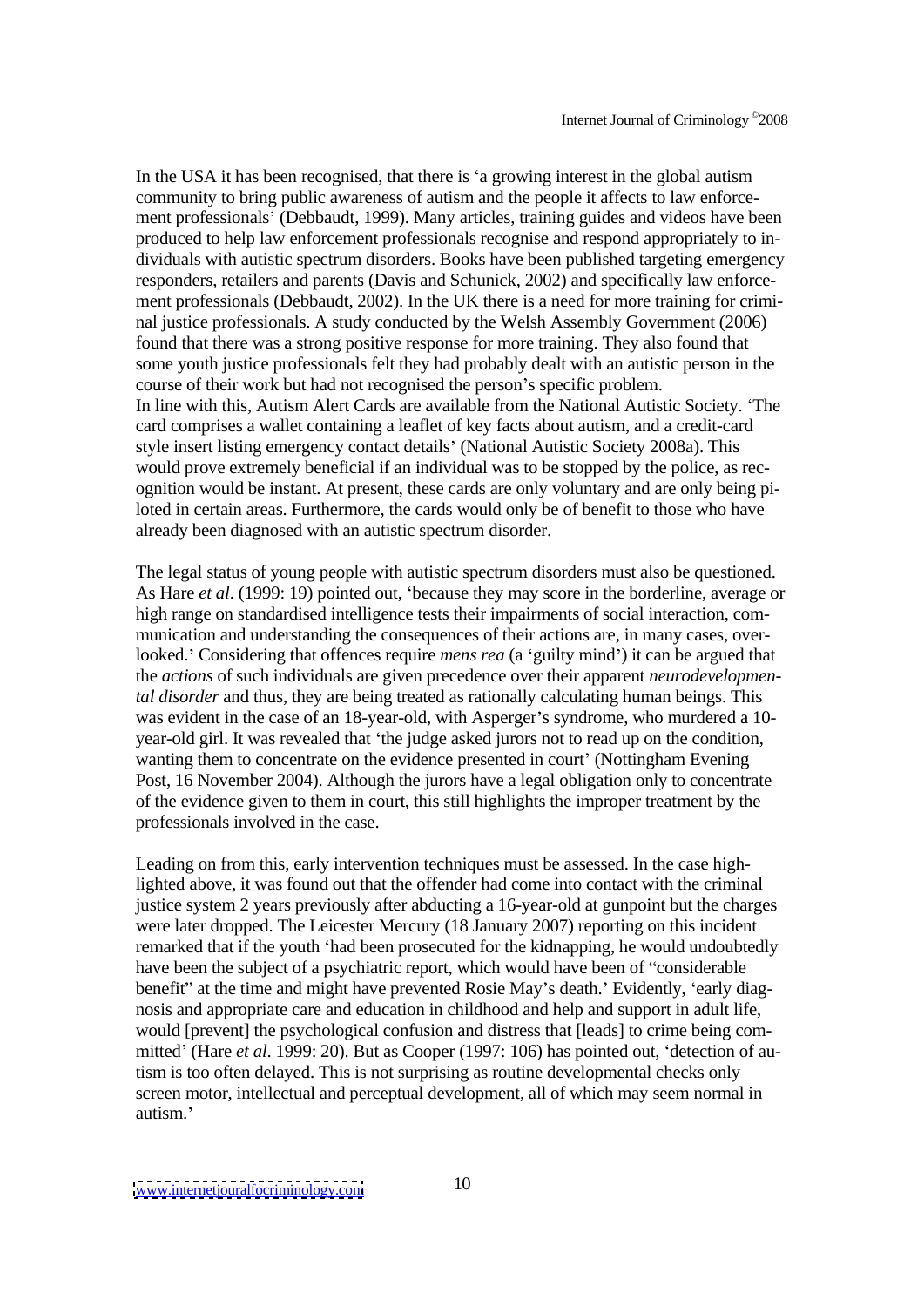In the USA it has been recognised, that there is 'a growing interest in the global autism community to bring public awareness of autism and the people it affects to law enforcement professionals' (Debbaudt, 1999). Many articles, training guides and videos have been produced to help law enforcement professionals recognise and respond appropriately to individuals with autistic spectrum disorders. Books have been published targeting emergency responders, retailers and parents (Davis and Schunick, 2002) and specifically law enforcement professionals (Debbaudt, 2002). In the UK there is a need for more training for criminal justice professionals. A study conducted by the Welsh Assembly Government (2006) found that there was a strong positive response for more training. They also found that some youth justice professionals felt they had probably dealt with an autistic person in the course of their work but had not recognised the person's specific problem.
In line with this, Autism Alert Cards are available from the National Autistic Society. 'The card comprises a wallet containing a leaflet of key facts about autism, and a credit-card style insert listing emergency contact details' (National Autistic Society 2008a). This would prove extremely beneficial if an individual was to be stopped by the police, as recognition would be instant. At present, these cards are only voluntary and are only being piloted in certain areas. Furthermore, the cards would only be of benefit to those who have already been diagnosed with an autistic spectrum disorder.

The legal status of young people with autistic spectrum disorders must also be questioned. As Hare *et al*. (1999: 19) pointed out, 'because they may score in the borderline, average or high range on standardised intelligence tests their impairments of social interaction, communication and understanding the consequences of their actions are, in many cases, overlooked.' Considering that offences require *mens rea* (a 'guilty mind') it can be argued that the *actions* of such individuals are given precedence over their apparent *neurodevelopmental disorder* and thus, they are being treated as rationally calculating human beings. This was evident in the case of an 18-year-old, with Asperger's syndrome, who murdered a 10-year-old girl. It was revealed that 'the judge asked jurors not to read up on the condition, wanting them to concentrate on the evidence presented in court' (Nottingham Evening Post, 16 November 2004). Although the jurors have a legal obligation only to concentrate of the evidence given to them in court, this still highlights the improper treatment by the professionals involved in the case.

Leading on from this, early intervention techniques must be assessed. In the case highlighted above, it was found out that the offender had come into contact with the criminal justice system 2 years previously after abducting a 16-year-old at gunpoint but the charges were later dropped. The Leicester Mercury (18 January 2007) reporting on this incident remarked that if the youth 'had been prosecuted for the kidnapping, he would undoubtedly have been the subject of a psychiatric report, which would have been of "considerable benefit" at the time and might have prevented Rosie May's death.' Evidently, 'early diagnosis and appropriate care and education in childhood and help and support in adult life, would [prevent] the psychological confusion and distress that [leads] to crime being committed' (Hare *et al*. 1999: 20). But as Cooper (1997: 106) has pointed out, 'detection of autism is too often delayed. This is not surprising as routine developmental checks only screen motor, intellectual and perceptual development, all of which may seem normal in autism.'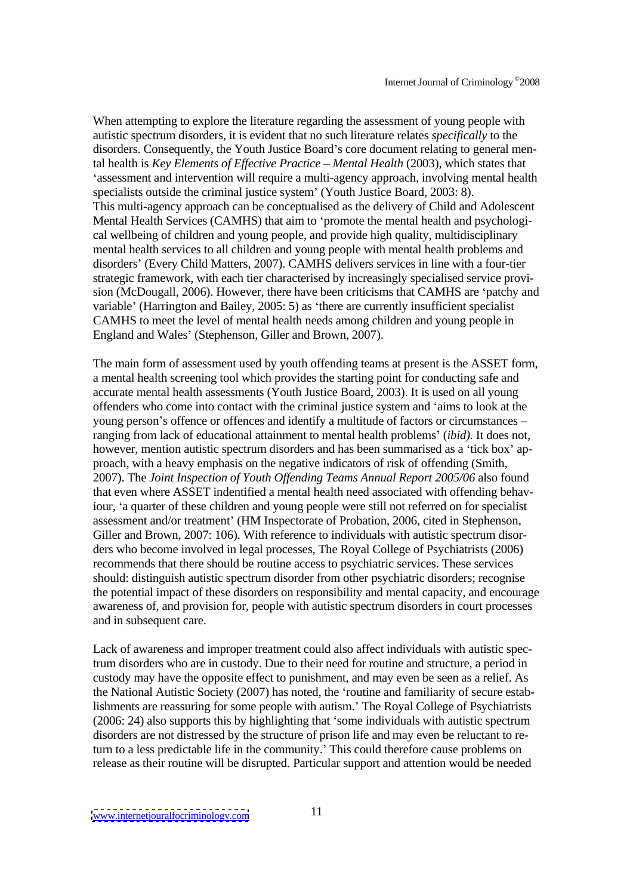When attempting to explore the literature regarding the assessment of young people with autistic spectrum disorders, it is evident that no such literature relates *specifically* to the disorders. Consequently, the Youth Justice Board's core document relating to general mental health is *Key Elements of Effective Practice – Mental Health* (2003), which states that 'assessment and intervention will require a multi-agency approach, involving mental health specialists outside the criminal justice system' (Youth Justice Board, 2003: 8). This multi-agency approach can be conceptualised as the delivery of Child and Adolescent Mental Health Services (CAMHS) that aim to 'promote the mental health and psychological wellbeing of children and young people, and provide high quality, multidisciplinary mental health services to all children and young people with mental health problems and disorders' (Every Child Matters, 2007). CAMHS delivers services in line with a four-tier strategic framework, with each tier characterised by increasingly specialised service provision (McDougall, 2006). However, there have been criticisms that CAMHS are 'patchy and variable' (Harrington and Bailey, 2005: 5) as 'there are currently insufficient specialist CAMHS to meet the level of mental health needs among children and young people in England and Wales' (Stephenson, Giller and Brown, 2007).

The main form of assessment used by youth offending teams at present is the ASSET form, a mental health screening tool which provides the starting point for conducting safe and accurate mental health assessments (Youth Justice Board, 2003). It is used on all young offenders who come into contact with the criminal justice system and 'aims to look at the young person's offence or offences and identify a multitude of factors or circumstances – ranging from lack of educational attainment to mental health problems' (*ibid).* It does not, however, mention autistic spectrum disorders and has been summarised as a 'tick box' approach, with a heavy emphasis on the negative indicators of risk of offending (Smith, 2007). The *Joint Inspection of Youth Offending Teams Annual Report 2005/06* also found that even where ASSET indentified a mental health need associated with offending behaviour, 'a quarter of these children and young people were still not referred on for specialist assessment and/or treatment' (HM Inspectorate of Probation, 2006, cited in Stephenson, Giller and Brown, 2007: 106). With reference to individuals with autistic spectrum disorders who become involved in legal processes, The Royal College of Psychiatrists (2006) recommends that there should be routine access to psychiatric services. These services should: distinguish autistic spectrum disorder from other psychiatric disorders; recognise the potential impact of these disorders on responsibility and mental capacity, and encourage awareness of, and provision for, people with autistic spectrum disorders in court processes and in subsequent care.

Lack of awareness and improper treatment could also affect individuals with autistic spectrum disorders who are in custody. Due to their need for routine and structure, a period in custody may have the opposite effect to punishment, and may even be seen as a relief. As the National Autistic Society (2007) has noted, the 'routine and familiarity of secure establishments are reassuring for some people with autism.' The Royal College of Psychiatrists (2006: 24) also supports this by highlighting that 'some individuals with autistic spectrum disorders are not distressed by the structure of prison life and may even be reluctant to return to a less predictable life in the community.' This could therefore cause problems on release as their routine will be disrupted. Particular support and attention would be needed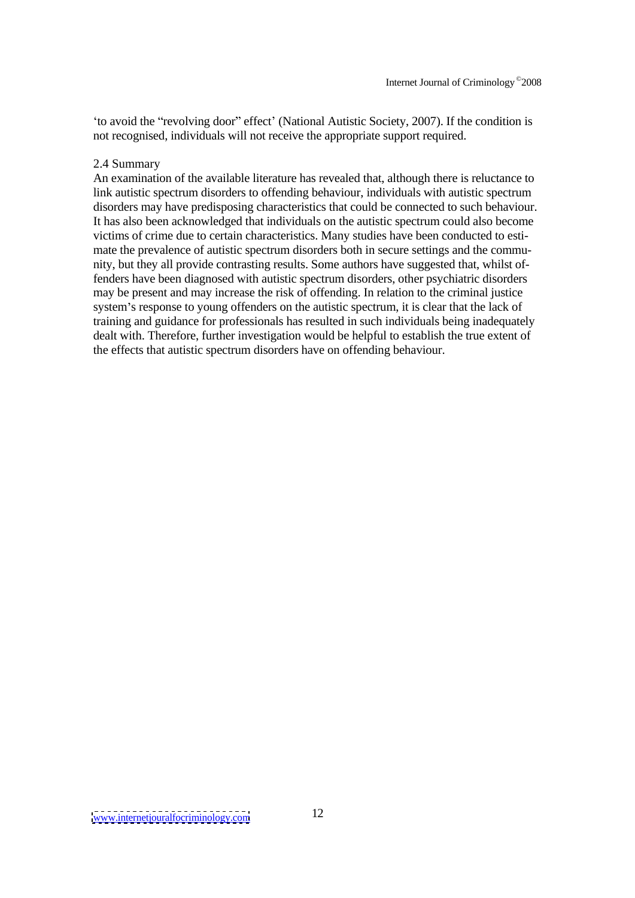'to avoid the "revolving door" effect' (National Autistic Society, 2007). If the condition is not recognised, individuals will not receive the appropriate support required.

### 2.4 Summary

An examination of the available literature has revealed that, although there is reluctance to link autistic spectrum disorders to offending behaviour, individuals with autistic spectrum disorders may have predisposing characteristics that could be connected to such behaviour. It has also been acknowledged that individuals on the autistic spectrum could also become victims of crime due to certain characteristics. Many studies have been conducted to estimate the prevalence of autistic spectrum disorders both in secure settings and the community, but they all provide contrasting results. Some authors have suggested that, whilst offenders have been diagnosed with autistic spectrum disorders, other psychiatric disorders may be present and may increase the risk of offending. In relation to the criminal justice system's response to young offenders on the autistic spectrum, it is clear that the lack of training and guidance for professionals has resulted in such individuals being inadequately dealt with. Therefore, further investigation would be helpful to establish the true extent of the effects that autistic spectrum disorders have on offending behaviour.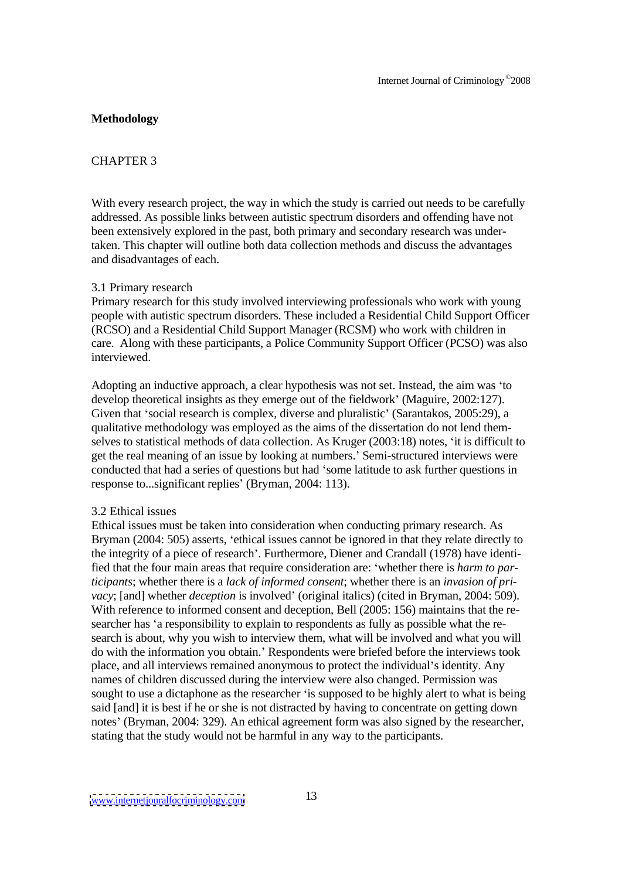**Methodology**

CHAPTER 3

With every research project, the way in which the study is carried out needs to be carefully addressed. As possible links between autistic spectrum disorders and offending have not been extensively explored in the past, both primary and secondary research was undertaken. This chapter will outline both data collection methods and discuss the advantages and disadvantages of each.

3.1 Primary research

Primary research for this study involved interviewing professionals who work with young people with autistic spectrum disorders. These included a Residential Child Support Officer (RCSO) and a Residential Child Support Manager (RCSM) who work with children in care. Along with these participants, a Police Community Support Officer (PCSO) was also interviewed.

Adopting an inductive approach, a clear hypothesis was not set. Instead, the aim was 'to develop theoretical insights as they emerge out of the fieldwork' (Maguire, 2002:127). Given that 'social research is complex, diverse and pluralistic' (Sarantakos, 2005:29), a qualitative methodology was employed as the aims of the dissertation do not lend themselves to statistical methods of data collection. As Kruger (2003:18) notes, 'it is difficult to get the real meaning of an issue by looking at numbers.' Semi-structured interviews were conducted that had a series of questions but had 'some latitude to ask further questions in response to...significant replies' (Bryman, 2004: 113).

3.2 Ethical issues

Ethical issues must be taken into consideration when conducting primary research. As Bryman (2004: 505) asserts, 'ethical issues cannot be ignored in that they relate directly to the integrity of a piece of research'. Furthermore, Diener and Crandall (1978) have identified that the four main areas that require consideration are: 'whether there is *harm to participants*; whether there is a *lack of informed consent*; whether there is an *invasion of privacy*; [and] whether *deception* is involved' (original italics) (cited in Bryman, 2004: 509). With reference to informed consent and deception, Bell (2005: 156) maintains that the researcher has 'a responsibility to explain to respondents as fully as possible what the research is about, why you wish to interview them, what will be involved and what you will do with the information you obtain.' Respondents were briefed before the interviews took place, and all interviews remained anonymous to protect the individual's identity. Any names of children discussed during the interview were also changed. Permission was sought to use a dictaphone as the researcher 'is supposed to be highly alert to what is being said [and] it is best if he or she is not distracted by having to concentrate on getting down notes' (Bryman, 2004: 329). An ethical agreement form was also signed by the researcher, stating that the study would not be harmful in any way to the participants.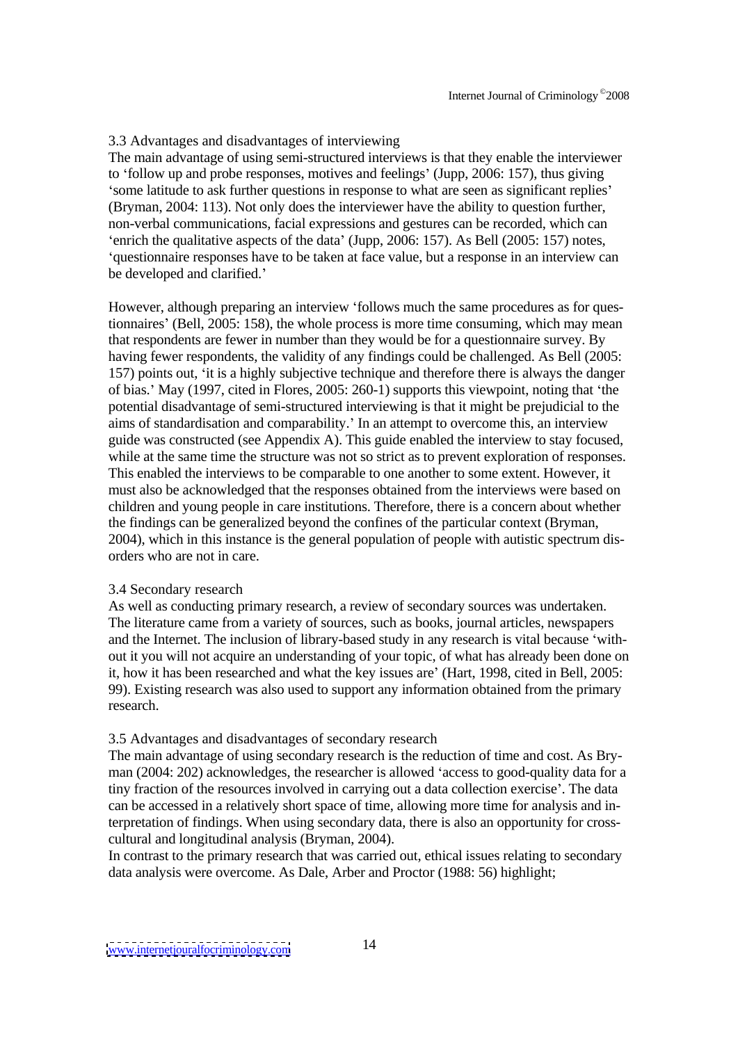### 3.3 Advantages and disadvantages of interviewing

The main advantage of using semi-structured interviews is that they enable the interviewer to 'follow up and probe responses, motives and feelings' (Jupp, 2006: 157), thus giving 'some latitude to ask further questions in response to what are seen as significant replies' (Bryman, 2004: 113). Not only does the interviewer have the ability to question further, non-verbal communications, facial expressions and gestures can be recorded, which can 'enrich the qualitative aspects of the data' (Jupp, 2006: 157). As Bell (2005: 157) notes, 'questionnaire responses have to be taken at face value, but a response in an interview can be developed and clarified.'

However, although preparing an interview 'follows much the same procedures as for questionnaires' (Bell, 2005: 158), the whole process is more time consuming, which may mean that respondents are fewer in number than they would be for a questionnaire survey. By having fewer respondents, the validity of any findings could be challenged. As Bell (2005: 157) points out, 'it is a highly subjective technique and therefore there is always the danger of bias.' May (1997, cited in Flores, 2005: 260-1) supports this viewpoint, noting that 'the potential disadvantage of semi-structured interviewing is that it might be prejudicial to the aims of standardisation and comparability.' In an attempt to overcome this, an interview guide was constructed (see Appendix A). This guide enabled the interview to stay focused, while at the same time the structure was not so strict as to prevent exploration of responses. This enabled the interviews to be comparable to one another to some extent. However, it must also be acknowledged that the responses obtained from the interviews were based on children and young people in care institutions. Therefore, there is a concern about whether the findings can be generalized beyond the confines of the particular context (Bryman, 2004), which in this instance is the general population of people with autistic spectrum disorders who are not in care.

### 3.4 Secondary research

As well as conducting primary research, a review of secondary sources was undertaken. The literature came from a variety of sources, such as books, journal articles, newspapers and the Internet. The inclusion of library-based study in any research is vital because 'without it you will not acquire an understanding of your topic, of what has already been done on it, how it has been researched and what the key issues are' (Hart, 1998, cited in Bell, 2005: 99). Existing research was also used to support any information obtained from the primary research.

### 3.5 Advantages and disadvantages of secondary research

The main advantage of using secondary research is the reduction of time and cost. As Bryman (2004: 202) acknowledges, the researcher is allowed 'access to good-quality data for a tiny fraction of the resources involved in carrying out a data collection exercise'. The data can be accessed in a relatively short space of time, allowing more time for analysis and interpretation of findings. When using secondary data, there is also an opportunity for cross-cultural and longitudinal analysis (Bryman, 2004).

In contrast to the primary research that was carried out, ethical issues relating to secondary data analysis were overcome. As Dale, Arber and Proctor (1988: 56) highlight;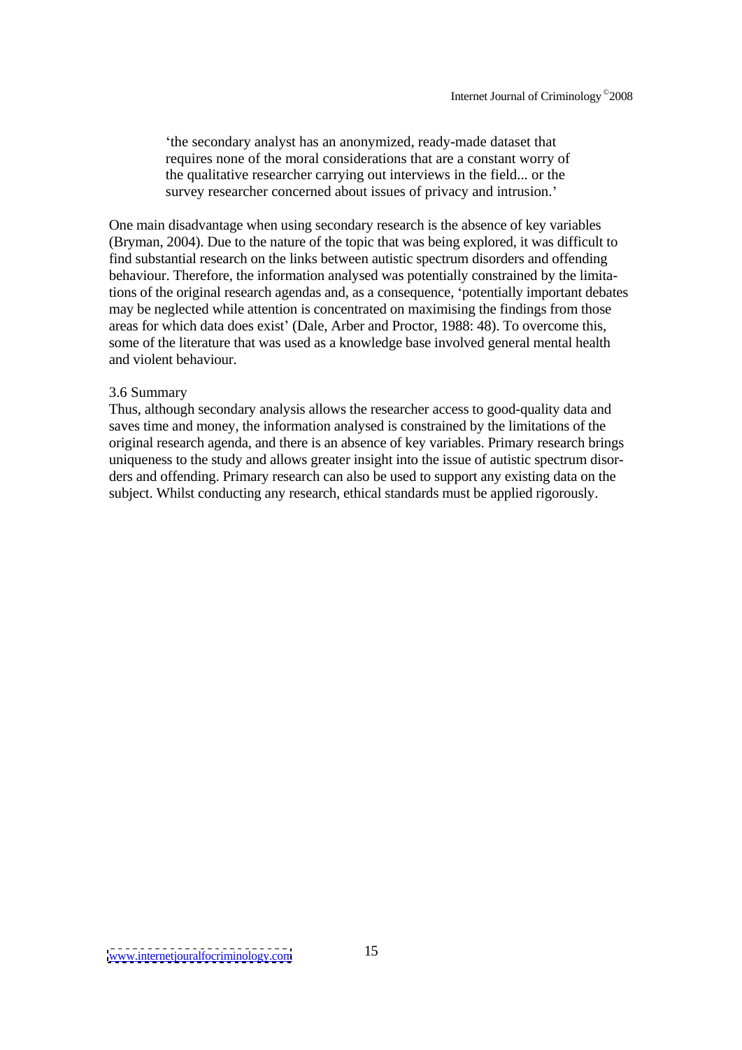> 'the secondary analyst has an anonymized, ready-made dataset that requires none of the moral considerations that are a constant worry of the qualitative researcher carrying out interviews in the field... or the survey researcher concerned about issues of privacy and intrusion.'

One main disadvantage when using secondary research is the absence of key variables (Bryman, 2004). Due to the nature of the topic that was being explored, it was difficult to find substantial research on the links between autistic spectrum disorders and offending behaviour. Therefore, the information analysed was potentially constrained by the limitations of the original research agendas and, as a consequence, 'potentially important debates may be neglected while attention is concentrated on maximising the findings from those areas for which data does exist' (Dale, Arber and Proctor, 1988: 48). To overcome this, some of the literature that was used as a knowledge base involved general mental health and violent behaviour.

### 3.6 Summary

Thus, although secondary analysis allows the researcher access to good-quality data and saves time and money, the information analysed is constrained by the limitations of the original research agenda, and there is an absence of key variables. Primary research brings uniqueness to the study and allows greater insight into the issue of autistic spectrum disorders and offending. Primary research can also be used to support any existing data on the subject. Whilst conducting any research, ethical standards must be applied rigorously.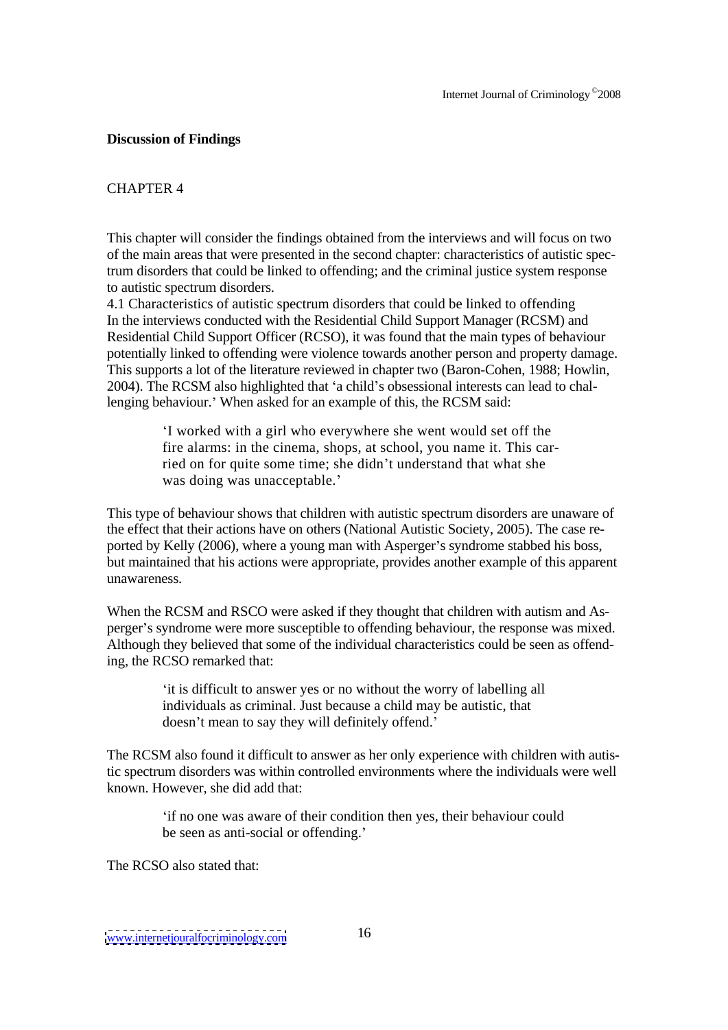**Discussion of Findings**

CHAPTER 4

This chapter will consider the findings obtained from the interviews and will focus on two of the main areas that were presented in the second chapter: characteristics of autistic spectrum disorders that could be linked to offending; and the criminal justice system response to autistic spectrum disorders.

4.1 Characteristics of autistic spectrum disorders that could be linked to offending

In the interviews conducted with the Residential Child Support Manager (RCSM) and Residential Child Support Officer (RCSO), it was found that the main types of behaviour potentially linked to offending were violence towards another person and property damage. This supports a lot of the literature reviewed in chapter two (Baron-Cohen, 1988; Howlin, 2004). The RCSM also highlighted that 'a child's obsessional interests can lead to challenging behaviour.' When asked for an example of this, the RCSM said:

> 'I worked with a girl who everywhere she went would set off the fire alarms: in the cinema, shops, at school, you name it. This carried on for quite some time; she didn't understand that what she was doing was unacceptable.'

This type of behaviour shows that children with autistic spectrum disorders are unaware of the effect that their actions have on others (National Autistic Society, 2005). The case reported by Kelly (2006), where a young man with Asperger's syndrome stabbed his boss, but maintained that his actions were appropriate, provides another example of this apparent unawareness.

When the RCSM and RSCO were asked if they thought that children with autism and Asperger's syndrome were more susceptible to offending behaviour, the response was mixed. Although they believed that some of the individual characteristics could be seen as offending, the RCSO remarked that:

> 'it is difficult to answer yes or no without the worry of labelling all individuals as criminal. Just because a child may be autistic, that doesn't mean to say they will definitely offend.'

The RCSM also found it difficult to answer as her only experience with children with autistic spectrum disorders was within controlled environments where the individuals were well known. However, she did add that:

> 'if no one was aware of their condition then yes, their behaviour could be seen as anti-social or offending.'

The RCSO also stated that: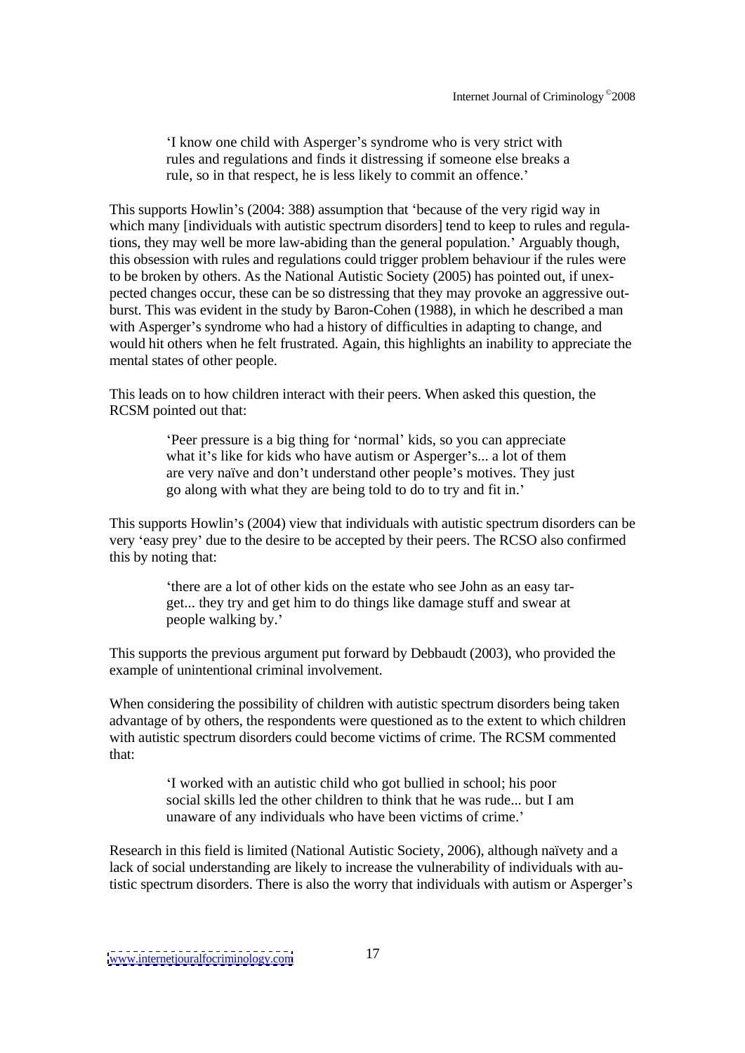> 'I know one child with Asperger's syndrome who is very strict with rules and regulations and finds it distressing if someone else breaks a rule, so in that respect, he is less likely to commit an offence.'

This supports Howlin's (2004: 388) assumption that 'because of the very rigid way in which many [individuals with autistic spectrum disorders] tend to keep to rules and regulations, they may well be more law-abiding than the general population.' Arguably though, this obsession with rules and regulations could trigger problem behaviour if the rules were to be broken by others. As the National Autistic Society (2005) has pointed out, if unexpected changes occur, these can be so distressing that they may provoke an aggressive outburst. This was evident in the study by Baron-Cohen (1988), in which he described a man with Asperger's syndrome who had a history of difficulties in adapting to change, and would hit others when he felt frustrated. Again, this highlights an inability to appreciate the mental states of other people.

This leads on to how children interact with their peers. When asked this question, the RCSM pointed out that:

> 'Peer pressure is a big thing for 'normal' kids, so you can appreciate what it's like for kids who have autism or Asperger's... a lot of them are very naïve and don't understand other people's motives. They just go along with what they are being told to do to try and fit in.'

This supports Howlin's (2004) view that individuals with autistic spectrum disorders can be very 'easy prey' due to the desire to be accepted by their peers. The RCSO also confirmed this by noting that:

> 'there are a lot of other kids on the estate who see John as an easy target... they try and get him to do things like damage stuff and swear at people walking by.'

This supports the previous argument put forward by Debbaudt (2003), who provided the example of unintentional criminal involvement.

When considering the possibility of children with autistic spectrum disorders being taken advantage of by others, the respondents were questioned as to the extent to which children with autistic spectrum disorders could become victims of crime. The RCSM commented that:

> 'I worked with an autistic child who got bullied in school; his poor social skills led the other children to think that he was rude... but I am unaware of any individuals who have been victims of crime.'

Research in this field is limited (National Autistic Society, 2006), although naïvety and a lack of social understanding are likely to increase the vulnerability of individuals with autistic spectrum disorders. There is also the worry that individuals with autism or Asperger's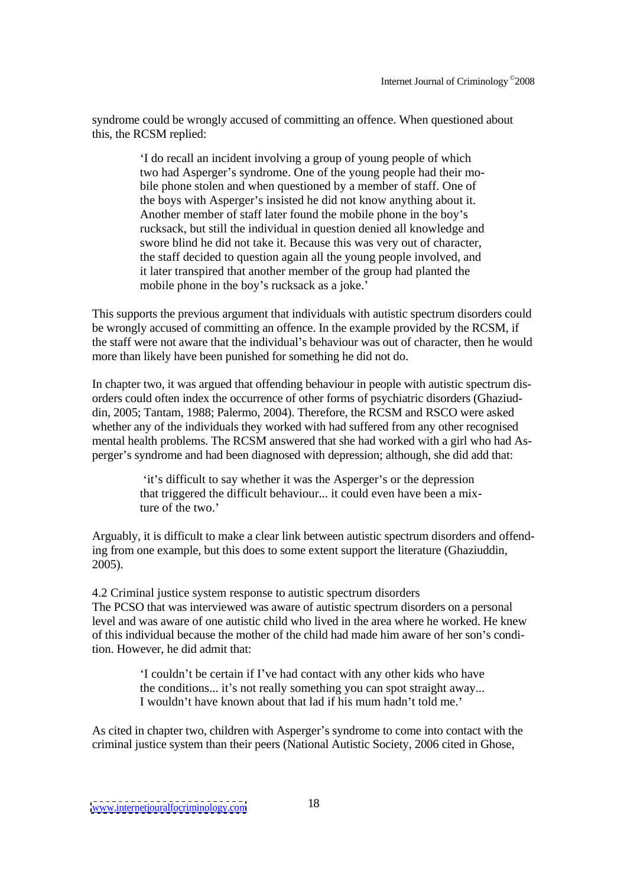syndrome could be wrongly accused of committing an offence. When questioned about this, the RCSM replied:

> 'I do recall an incident involving a group of young people of which two had Asperger's syndrome. One of the young people had their mobile phone stolen and when questioned by a member of staff. One of the boys with Asperger's insisted he did not know anything about it. Another member of staff later found the mobile phone in the boy's rucksack, but still the individual in question denied all knowledge and swore blind he did not take it. Because this was very out of character, the staff decided to question again all the young people involved, and it later transpired that another member of the group had planted the mobile phone in the boy's rucksack as a joke.'

This supports the previous argument that individuals with autistic spectrum disorders could be wrongly accused of committing an offence. In the example provided by the RCSM, if the staff were not aware that the individual's behaviour was out of character, then he would more than likely have been punished for something he did not do.

In chapter two, it was argued that offending behaviour in people with autistic spectrum disorders could often index the occurrence of other forms of psychiatric disorders (Ghaziuddin, 2005; Tantam, 1988; Palermo, 2004). Therefore, the RCSM and RSCO were asked whether any of the individuals they worked with had suffered from any other recognised mental health problems. The RCSM answered that she had worked with a girl who had Asperger's syndrome and had been diagnosed with depression; although, she did add that:

> 'it's difficult to say whether it was the Asperger's or the depression that triggered the difficult behaviour... it could even have been a mixture of the two.'

Arguably, it is difficult to make a clear link between autistic spectrum disorders and offending from one example, but this does to some extent support the literature (Ghaziuddin, 2005).

### 4.2 Criminal justice system response to autistic spectrum disorders

The PCSO that was interviewed was aware of autistic spectrum disorders on a personal level and was aware of one autistic child who lived in the area where he worked. He knew of this individual because the mother of the child had made him aware of her son's condition. However, he did admit that:

> 'I couldn't be certain if I've had contact with any other kids who have the conditions... it's not really something you can spot straight away... I wouldn't have known about that lad if his mum hadn't told me.'

As cited in chapter two, children with Asperger's syndrome to come into contact with the criminal justice system than their peers (National Autistic Society, 2006 cited in Ghose,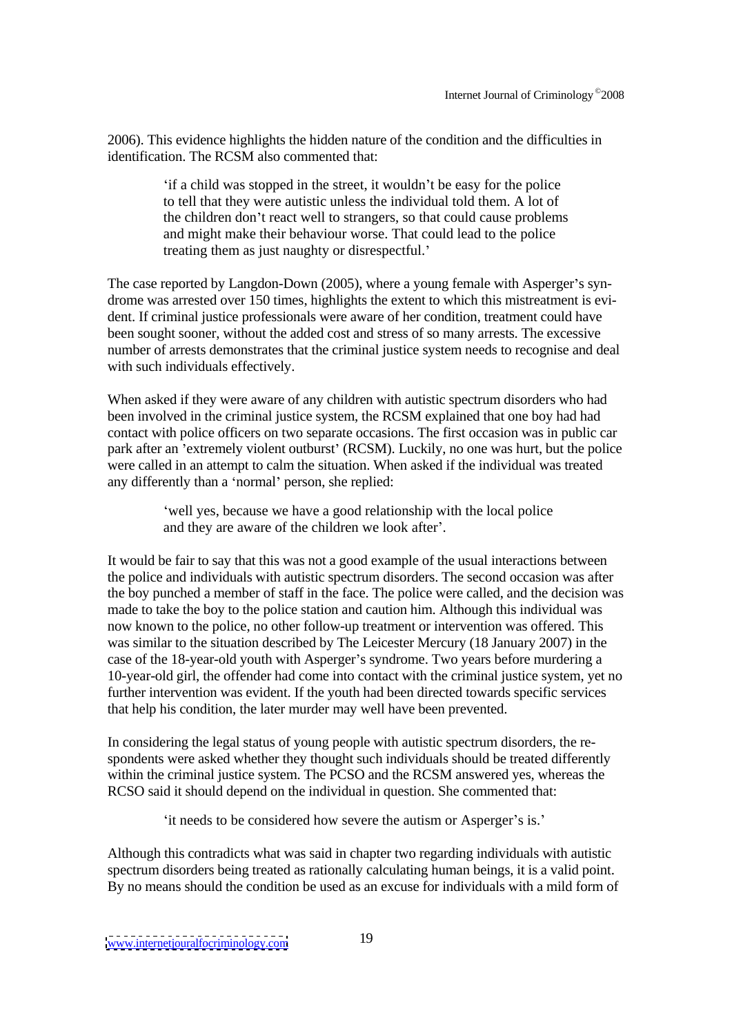2006). This evidence highlights the hidden nature of the condition and the difficulties in identification. The RCSM also commented that:

> 'if a child was stopped in the street, it wouldn't be easy for the police to tell that they were autistic unless the individual told them. A lot of the children don't react well to strangers, so that could cause problems and might make their behaviour worse. That could lead to the police treating them as just naughty or disrespectful.'

The case reported by Langdon-Down (2005), where a young female with Asperger's syndrome was arrested over 150 times, highlights the extent to which this mistreatment is evident. If criminal justice professionals were aware of her condition, treatment could have been sought sooner, without the added cost and stress of so many arrests. The excessive number of arrests demonstrates that the criminal justice system needs to recognise and deal with such individuals effectively.

When asked if they were aware of any children with autistic spectrum disorders who had been involved in the criminal justice system, the RCSM explained that one boy had had contact with police officers on two separate occasions. The first occasion was in public car park after an 'extremely violent outburst' (RCSM). Luckily, no one was hurt, but the police were called in an attempt to calm the situation. When asked if the individual was treated any differently than a 'normal' person, she replied:

> 'well yes, because we have a good relationship with the local police and they are aware of the children we look after'.

It would be fair to say that this was not a good example of the usual interactions between the police and individuals with autistic spectrum disorders. The second occasion was after the boy punched a member of staff in the face. The police were called, and the decision was made to take the boy to the police station and caution him. Although this individual was now known to the police, no other follow-up treatment or intervention was offered. This was similar to the situation described by The Leicester Mercury (18 January 2007) in the case of the 18-year-old youth with Asperger's syndrome. Two years before murdering a 10-year-old girl, the offender had come into contact with the criminal justice system, yet no further intervention was evident. If the youth had been directed towards specific services that help his condition, the later murder may well have been prevented.

In considering the legal status of young people with autistic spectrum disorders, the respondents were asked whether they thought such individuals should be treated differently within the criminal justice system. The PCSO and the RCSM answered yes, whereas the RCSO said it should depend on the individual in question. She commented that:

> 'it needs to be considered how severe the autism or Asperger's is.'

Although this contradicts what was said in chapter two regarding individuals with autistic spectrum disorders being treated as rationally calculating human beings, it is a valid point. By no means should the condition be used as an excuse for individuals with a mild form of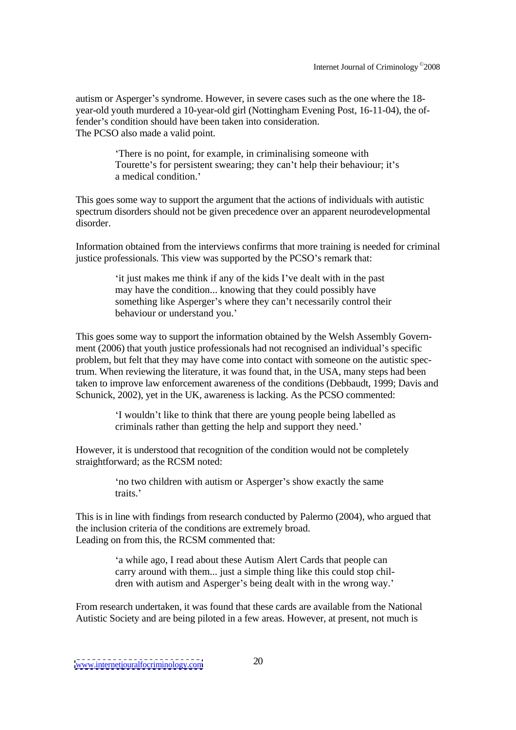autism or Asperger's syndrome. However, in severe cases such as the one where the 18-year-old youth murdered a 10-year-old girl (Nottingham Evening Post, 16-11-04), the offender's condition should have been taken into consideration.
The PCSO also made a valid point.

> 'There is no point, for example, in criminalising someone with Tourette's for persistent swearing; they can't help their behaviour; it's a medical condition.'

This goes some way to support the argument that the actions of individuals with autistic spectrum disorders should not be given precedence over an apparent neurodevelopmental disorder.

Information obtained from the interviews confirms that more training is needed for criminal justice professionals. This view was supported by the PCSO's remark that:

> 'it just makes me think if any of the kids I've dealt with in the past may have the condition... knowing that they could possibly have something like Asperger's where they can't necessarily control their behaviour or understand you.'

This goes some way to support the information obtained by the Welsh Assembly Government (2006) that youth justice professionals had not recognised an individual's specific problem, but felt that they may have come into contact with someone on the autistic spectrum. When reviewing the literature, it was found that, in the USA, many steps had been taken to improve law enforcement awareness of the conditions (Debbaudt, 1999; Davis and Schunick, 2002), yet in the UK, awareness is lacking. As the PCSO commented:

> 'I wouldn't like to think that there are young people being labelled as criminals rather than getting the help and support they need.'

However, it is understood that recognition of the condition would not be completely straightforward; as the RCSM noted:

> 'no two children with autism or Asperger's show exactly the same traits.'

This is in line with findings from research conducted by Palermo (2004), who argued that the inclusion criteria of the conditions are extremely broad.
Leading on from this, the RCSM commented that:

> 'a while ago, I read about these Autism Alert Cards that people can carry around with them... just a simple thing like this could stop children with autism and Asperger's being dealt with in the wrong way.'

From research undertaken, it was found that these cards are available from the National Autistic Society and are being piloted in a few areas. However, at present, not much is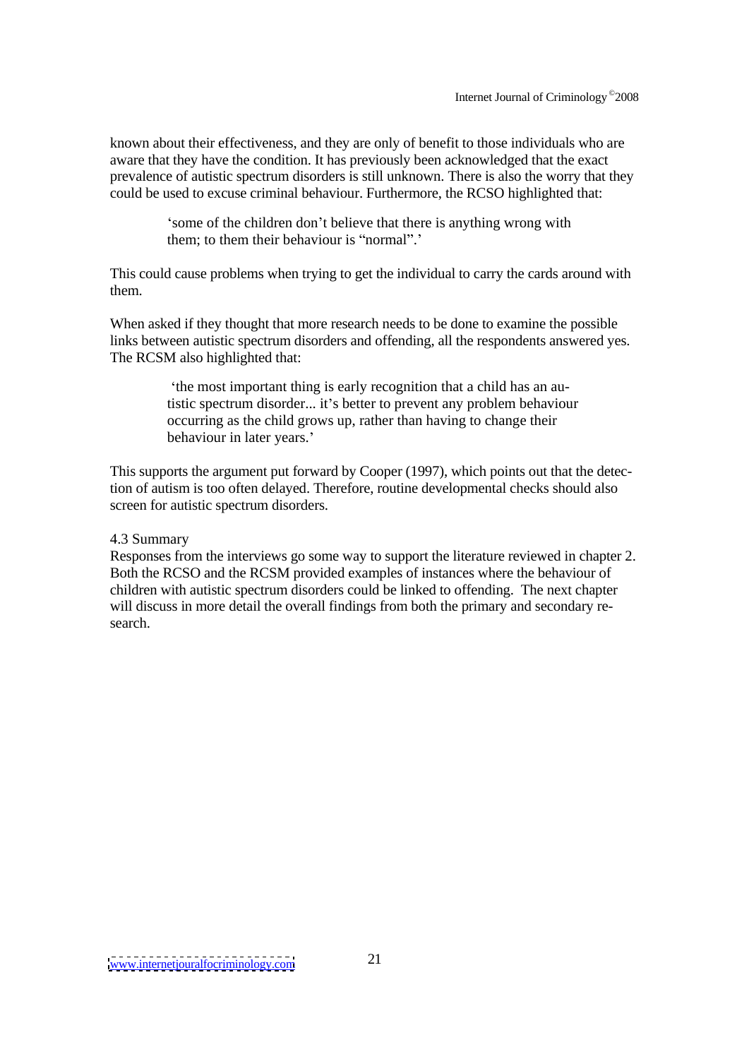known about their effectiveness, and they are only of benefit to those individuals who are aware that they have the condition. It has previously been acknowledged that the exact prevalence of autistic spectrum disorders is still unknown. There is also the worry that they could be used to excuse criminal behaviour. Furthermore, the RCSO highlighted that:

> 'some of the children don't believe that there is anything wrong with them; to them their behaviour is "normal".'

This could cause problems when trying to get the individual to carry the cards around with them.

When asked if they thought that more research needs to be done to examine the possible links between autistic spectrum disorders and offending, all the respondents answered yes. The RCSM also highlighted that:

> 'the most important thing is early recognition that a child has an autistic spectrum disorder... it's better to prevent any problem behaviour occurring as the child grows up, rather than having to change their behaviour in later years.'

This supports the argument put forward by Cooper (1997), which points out that the detection of autism is too often delayed. Therefore, routine developmental checks should also screen for autistic spectrum disorders.

### 4.3 Summary

Responses from the interviews go some way to support the literature reviewed in chapter 2. Both the RCSO and the RCSM provided examples of instances where the behaviour of children with autistic spectrum disorders could be linked to offending. The next chapter will discuss in more detail the overall findings from both the primary and secondary research.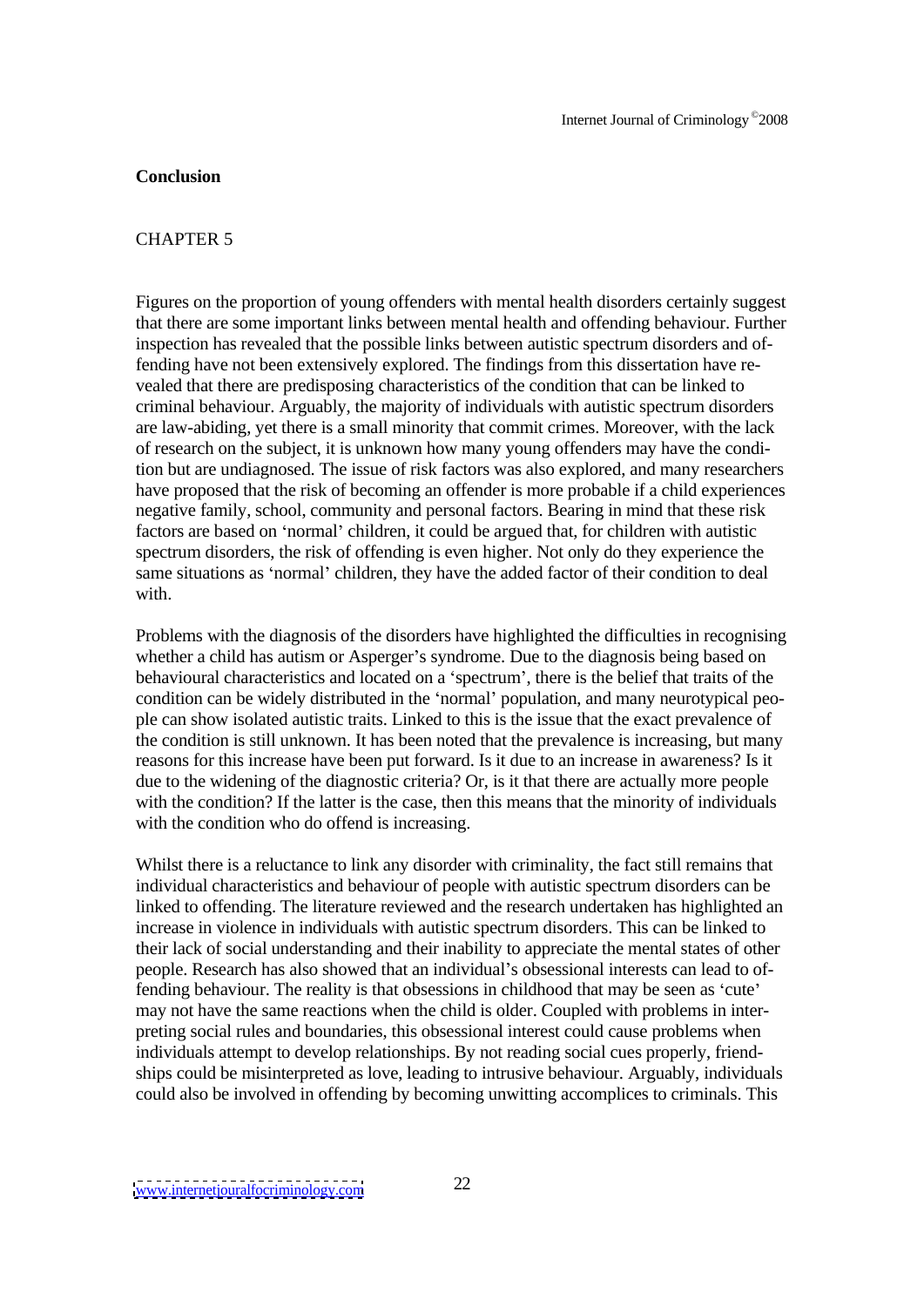**Conclusion**

CHAPTER 5

Figures on the proportion of young offenders with mental health disorders certainly suggest that there are some important links between mental health and offending behaviour. Further inspection has revealed that the possible links between autistic spectrum disorders and offending have not been extensively explored. The findings from this dissertation have revealed that there are predisposing characteristics of the condition that can be linked to criminal behaviour. Arguably, the majority of individuals with autistic spectrum disorders are law-abiding, yet there is a small minority that commit crimes. Moreover, with the lack of research on the subject, it is unknown how many young offenders may have the condition but are undiagnosed. The issue of risk factors was also explored, and many researchers have proposed that the risk of becoming an offender is more probable if a child experiences negative family, school, community and personal factors. Bearing in mind that these risk factors are based on 'normal' children, it could be argued that, for children with autistic spectrum disorders, the risk of offending is even higher. Not only do they experience the same situations as 'normal' children, they have the added factor of their condition to deal with.

Problems with the diagnosis of the disorders have highlighted the difficulties in recognising whether a child has autism or Asperger's syndrome. Due to the diagnosis being based on behavioural characteristics and located on a 'spectrum', there is the belief that traits of the condition can be widely distributed in the 'normal' population, and many neurotypical people can show isolated autistic traits. Linked to this is the issue that the exact prevalence of the condition is still unknown. It has been noted that the prevalence is increasing, but many reasons for this increase have been put forward. Is it due to an increase in awareness? Is it due to the widening of the diagnostic criteria? Or, is it that there are actually more people with the condition? If the latter is the case, then this means that the minority of individuals with the condition who do offend is increasing.

Whilst there is a reluctance to link any disorder with criminality, the fact still remains that individual characteristics and behaviour of people with autistic spectrum disorders can be linked to offending. The literature reviewed and the research undertaken has highlighted an increase in violence in individuals with autistic spectrum disorders. This can be linked to their lack of social understanding and their inability to appreciate the mental states of other people. Research has also showed that an individual's obsessional interests can lead to offending behaviour. The reality is that obsessions in childhood that may be seen as 'cute' may not have the same reactions when the child is older. Coupled with problems in interpreting social rules and boundaries, this obsessional interest could cause problems when individuals attempt to develop relationships. By not reading social cues properly, friendships could be misinterpreted as love, leading to intrusive behaviour. Arguably, individuals could also be involved in offending by becoming unwitting accomplices to criminals. This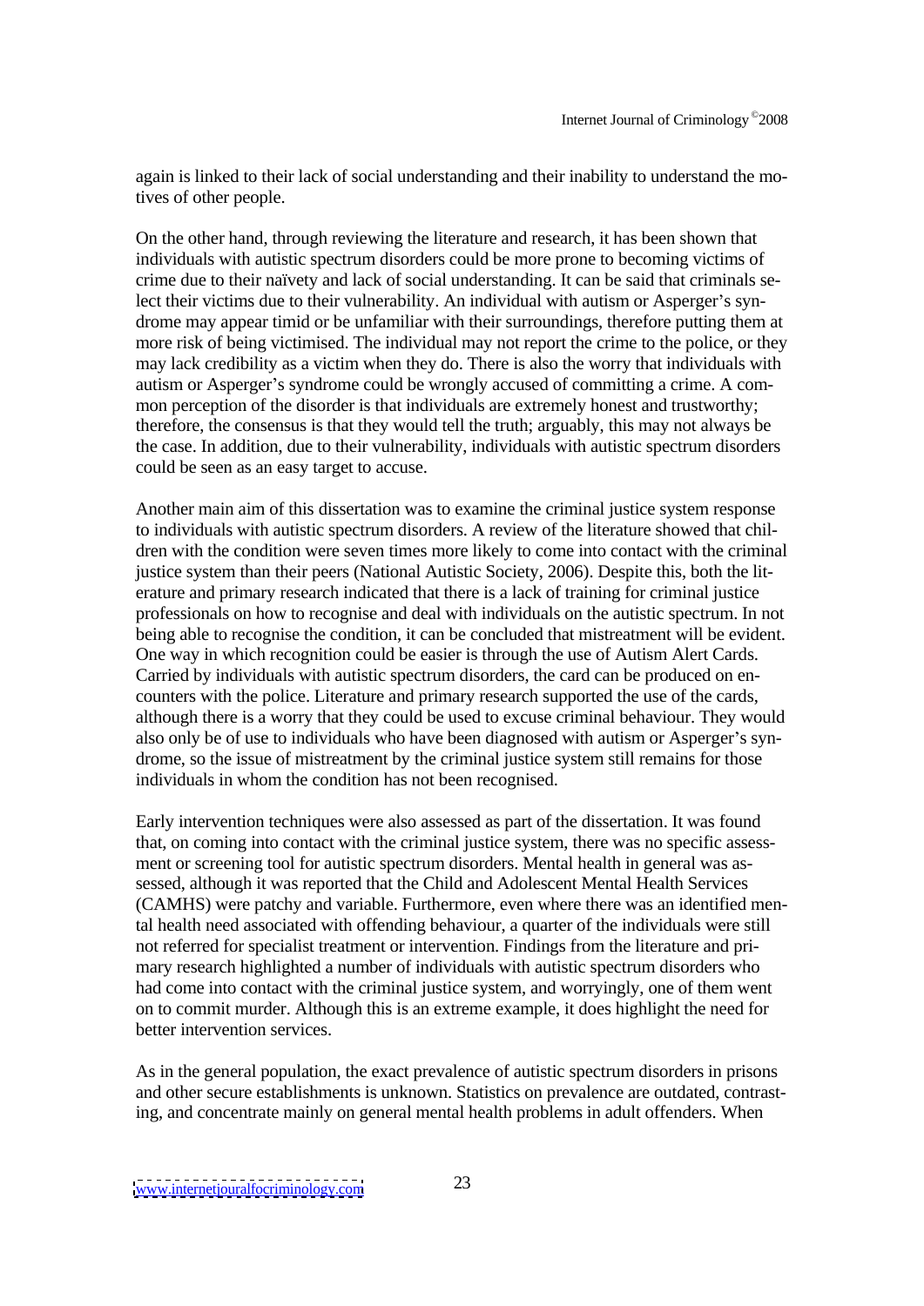again is linked to their lack of social understanding and their inability to understand the motives of other people.

On the other hand, through reviewing the literature and research, it has been shown that individuals with autistic spectrum disorders could be more prone to becoming victims of crime due to their naïvety and lack of social understanding. It can be said that criminals select their victims due to their vulnerability. An individual with autism or Asperger's syndrome may appear timid or be unfamiliar with their surroundings, therefore putting them at more risk of being victimised. The individual may not report the crime to the police, or they may lack credibility as a victim when they do. There is also the worry that individuals with autism or Asperger's syndrome could be wrongly accused of committing a crime. A common perception of the disorder is that individuals are extremely honest and trustworthy; therefore, the consensus is that they would tell the truth; arguably, this may not always be the case. In addition, due to their vulnerability, individuals with autistic spectrum disorders could be seen as an easy target to accuse.

Another main aim of this dissertation was to examine the criminal justice system response to individuals with autistic spectrum disorders. A review of the literature showed that children with the condition were seven times more likely to come into contact with the criminal justice system than their peers (National Autistic Society, 2006). Despite this, both the literature and primary research indicated that there is a lack of training for criminal justice professionals on how to recognise and deal with individuals on the autistic spectrum. In not being able to recognise the condition, it can be concluded that mistreatment will be evident. One way in which recognition could be easier is through the use of Autism Alert Cards. Carried by individuals with autistic spectrum disorders, the card can be produced on encounters with the police. Literature and primary research supported the use of the cards, although there is a worry that they could be used to excuse criminal behaviour. They would also only be of use to individuals who have been diagnosed with autism or Asperger's syndrome, so the issue of mistreatment by the criminal justice system still remains for those individuals in whom the condition has not been recognised.

Early intervention techniques were also assessed as part of the dissertation. It was found that, on coming into contact with the criminal justice system, there was no specific assessment or screening tool for autistic spectrum disorders. Mental health in general was assessed, although it was reported that the Child and Adolescent Mental Health Services (CAMHS) were patchy and variable. Furthermore, even where there was an identified mental health need associated with offending behaviour, a quarter of the individuals were still not referred for specialist treatment or intervention. Findings from the literature and primary research highlighted a number of individuals with autistic spectrum disorders who had come into contact with the criminal justice system, and worryingly, one of them went on to commit murder. Although this is an extreme example, it does highlight the need for better intervention services.

As in the general population, the exact prevalence of autistic spectrum disorders in prisons and other secure establishments is unknown. Statistics on prevalence are outdated, contrasting, and concentrate mainly on general mental health problems in adult offenders. When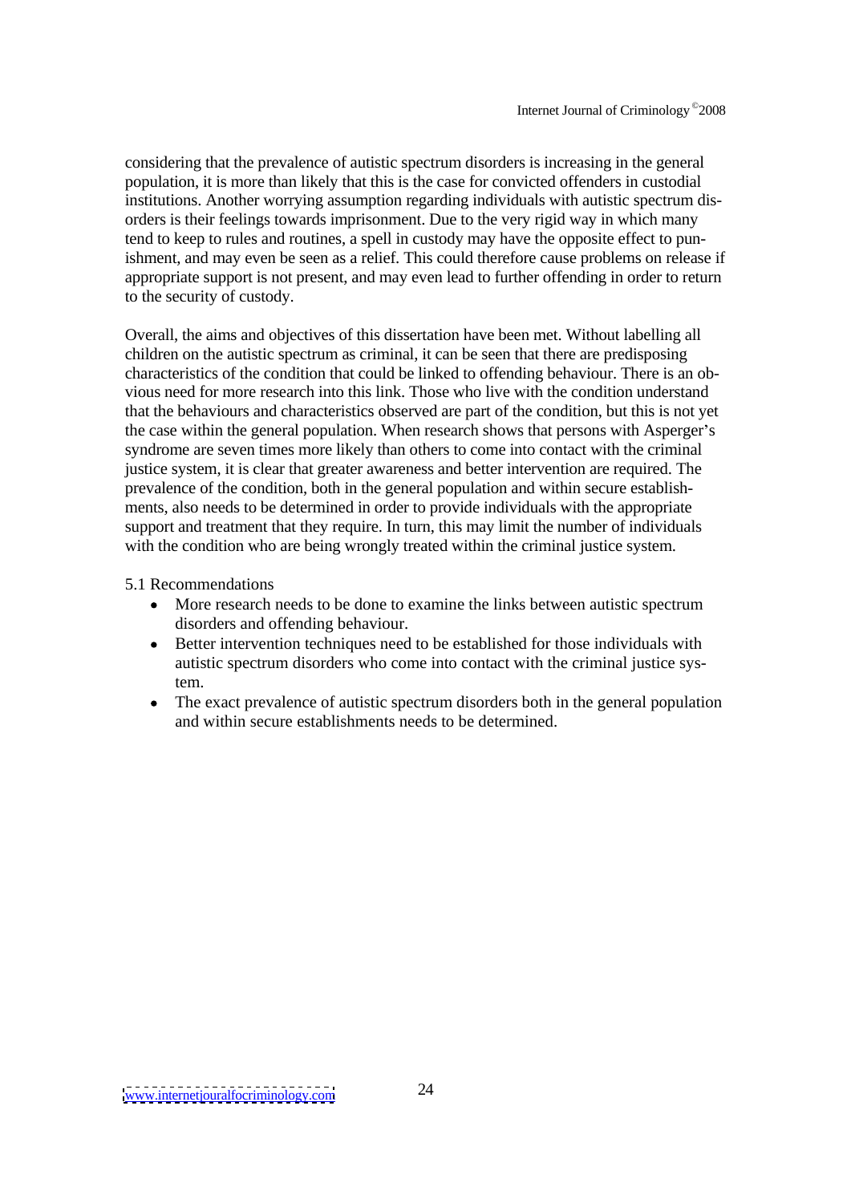considering that the prevalence of autistic spectrum disorders is increasing in the general population, it is more than likely that this is the case for convicted offenders in custodial institutions. Another worrying assumption regarding individuals with autistic spectrum disorders is their feelings towards imprisonment. Due to the very rigid way in which many tend to keep to rules and routines, a spell in custody may have the opposite effect to punishment, and may even be seen as a relief. This could therefore cause problems on release if appropriate support is not present, and may even lead to further offending in order to return to the security of custody.

Overall, the aims and objectives of this dissertation have been met. Without labelling all children on the autistic spectrum as criminal, it can be seen that there are predisposing characteristics of the condition that could be linked to offending behaviour. There is an obvious need for more research into this link. Those who live with the condition understand that the behaviours and characteristics observed are part of the condition, but this is not yet the case within the general population. When research shows that persons with Asperger's syndrome are seven times more likely than others to come into contact with the criminal justice system, it is clear that greater awareness and better intervention are required. The prevalence of the condition, both in the general population and within secure establishments, also needs to be determined in order to provide individuals with the appropriate support and treatment that they require. In turn, this may limit the number of individuals with the condition who are being wrongly treated within the criminal justice system.

5.1 Recommendations

- More research needs to be done to examine the links between autistic spectrum disorders and offending behaviour.
- Better intervention techniques need to be established for those individuals with autistic spectrum disorders who come into contact with the criminal justice system.
- The exact prevalence of autistic spectrum disorders both in the general population and within secure establishments needs to be determined.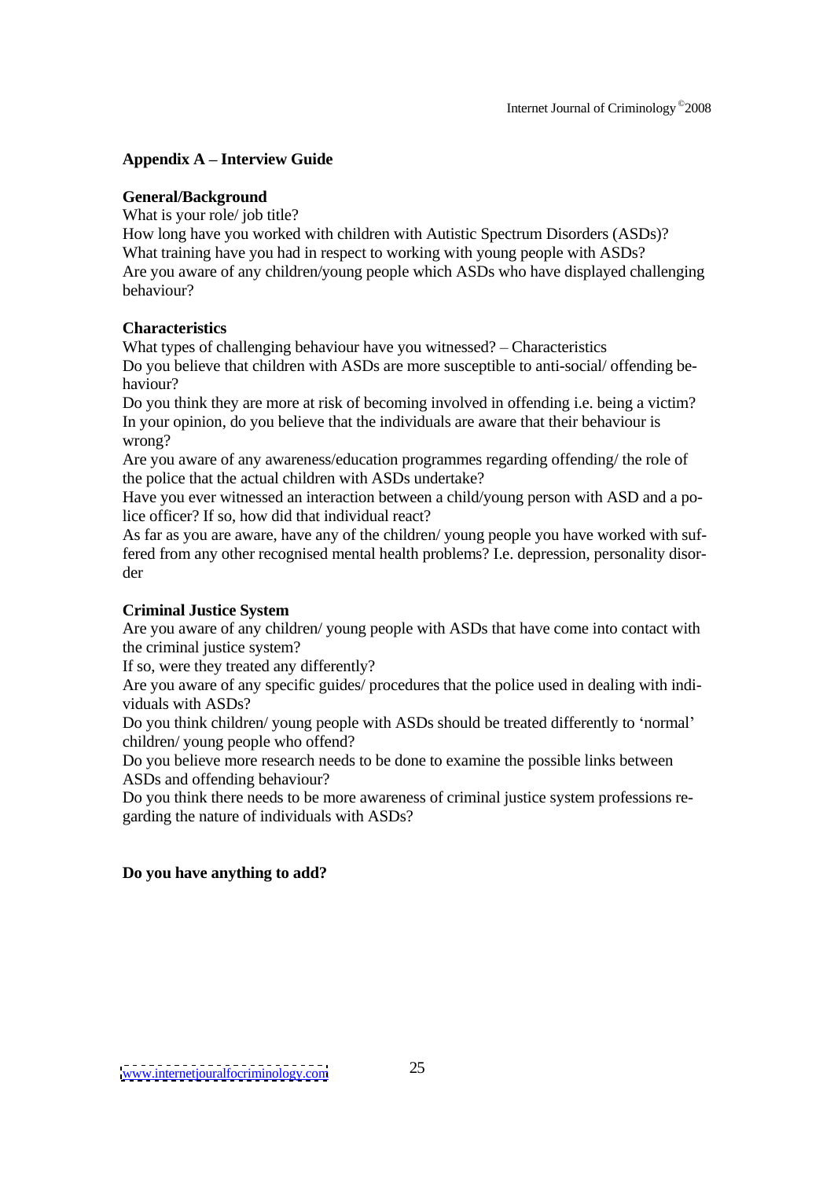## Appendix A – Interview Guide

**General/Background**

What is your role/ job title?
How long have you worked with children with Autistic Spectrum Disorders (ASDs)?
What training have you had in respect to working with young people with ASDs?
Are you aware of any children/young people which ASDs who have displayed challenging behaviour?

**Characteristics**

What types of challenging behaviour have you witnessed? – Characteristics
Do you believe that children with ASDs are more susceptible to anti-social/ offending behaviour?
Do you think they are more at risk of becoming involved in offending i.e. being a victim?
In your opinion, do you believe that the individuals are aware that their behaviour is wrong?
Are you aware of any awareness/education programmes regarding offending/ the role of the police that the actual children with ASDs undertake?
Have you ever witnessed an interaction between a child/young person with ASD and a police officer? If so, how did that individual react?
As far as you are aware, have any of the children/ young people you have worked with suffered from any other recognised mental health problems? I.e. depression, personality disorder

**Criminal Justice System**

Are you aware of any children/ young people with ASDs that have come into contact with the criminal justice system?
If so, were they treated any differently?
Are you aware of any specific guides/ procedures that the police used in dealing with individuals with ASDs?
Do you think children/ young people with ASDs should be treated differently to 'normal' children/ young people who offend?
Do you believe more research needs to be done to examine the possible links between ASDs and offending behaviour?
Do you think there needs to be more awareness of criminal justice system professions regarding the nature of individuals with ASDs?

**Do you have anything to add?**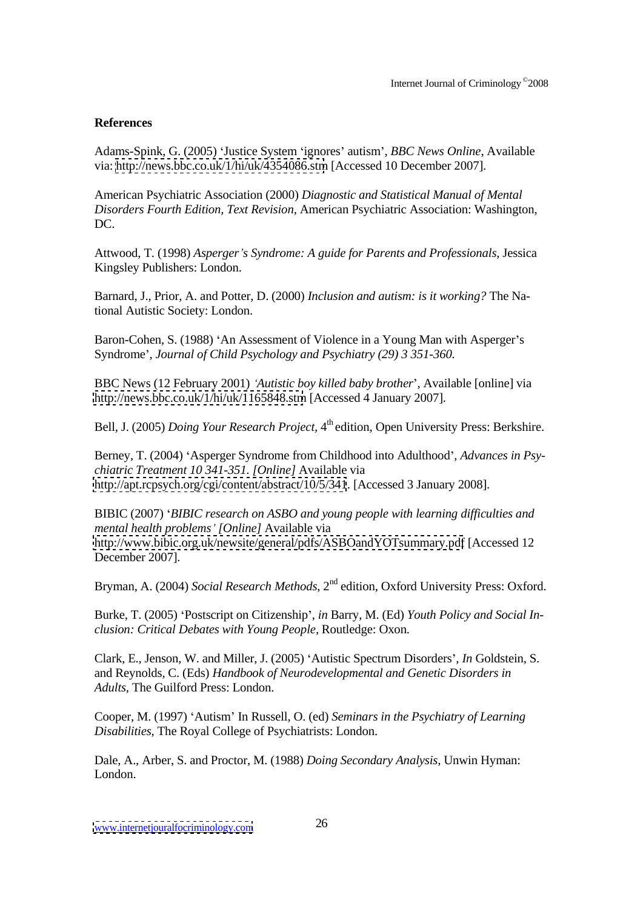**References**

Adams-Spink, G. (2005) 'Justice System 'ignores' autism', *BBC News Online*, Available via: http://news.bbc.co.uk/1/hi/uk/4354086.stm [Accessed 10 December 2007].

American Psychiatric Association (2000) *Diagnostic and Statistical Manual of Mental Disorders Fourth Edition, Text Revision*, American Psychiatric Association: Washington, DC.

Attwood, T. (1998) *Asperger's Syndrome: A guide for Parents and Professionals*, Jessica Kingsley Publishers: London.

Barnard, J., Prior, A. and Potter, D. (2000) *Inclusion and autism: is it working?* The National Autistic Society: London.

Baron-Cohen, S. (1988) 'An Assessment of Violence in a Young Man with Asperger's Syndrome', *Journal of Child Psychology and Psychiatry (29) 3 351-360.*

BBC News (12 February 2001) *'Autistic boy killed baby brother*', Available [online] via http://news.bbc.co.uk/1/hi/uk/1165848.stm [Accessed 4 January 2007].

Bell, J. (2005) *Doing Your Research Project*, 4th edition, Open University Press: Berkshire.

Berney, T. (2004) 'Asperger Syndrome from Childhood into Adulthood', *Advances in Psychiatric Treatment 10 341-351. [Online]* Available via http://apt.rcpsych.org/cgi/content/abstract/10/5/341. [Accessed 3 January 2008].

BIBIC (2007) '*BIBIC research on ASBO and young people with learning difficulties and mental health problems' [Online]* Available via http://www.bibic.org.uk/newsite/general/pdfs/ASBOandYOTsummary.pdf [Accessed 12 December 2007].

Bryman, A. (2004) *Social Research Methods*, 2nd edition, Oxford University Press: Oxford.

Burke, T. (2005) 'Postscript on Citizenship', *in* Barry, M. (Ed) *Youth Policy and Social Inclusion: Critical Debates with Young People,* Routledge: Oxon.

Clark, E., Jenson, W. and Miller, J. (2005) 'Autistic Spectrum Disorders', *In* Goldstein, S. and Reynolds, C. (Eds) *Handbook of Neurodevelopmental and Genetic Disorders in Adults*, The Guilford Press: London.

Cooper, M. (1997) 'Autism' In Russell, O. (ed) *Seminars in the Psychiatry of Learning Disabilities*, The Royal College of Psychiatrists: London.

Dale, A., Arber, S. and Proctor, M. (1988) *Doing Secondary Analysis*, Unwin Hyman: London.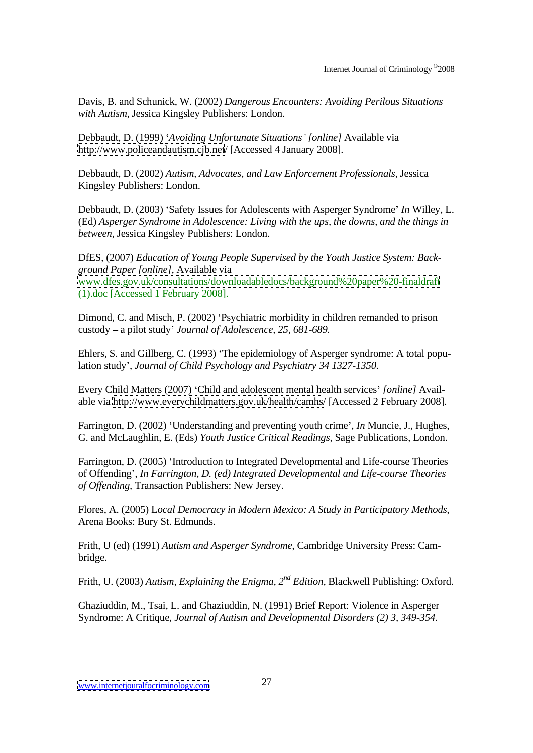Davis, B. and Schunick, W. (2002) *Dangerous Encounters: Avoiding Perilous Situations with Autism*, Jessica Kingsley Publishers: London.

Debbaudt, D. (1999) '*Avoiding Unfortunate Situations' [online]* Available via http://www.policeandautism.cjb.net/ [Accessed 4 January 2008].

Debbaudt, D. (2002) *Autism, Advocates, and Law Enforcement Professionals,* Jessica Kingsley Publishers: London.

Debbaudt, D. (2003) 'Safety Issues for Adolescents with Asperger Syndrome' *In* Willey, L. (Ed) *Asperger Syndrome in Adolescence: Living with the ups, the downs, and the things in between*, Jessica Kingsley Publishers: London.

DfES, (2007) *Education of Young People Supervised by the Youth Justice System: Background Paper [online],* Available via www.dfes.gov.uk/consultations/downloadabledocs/background%20paper%20-finaldraft(1).doc [Accessed 1 February 2008].

Dimond, C. and Misch, P. (2002) 'Psychiatric morbidity in children remanded to prison custody – a pilot study' *Journal of Adolescence, 25, 681-689.*

Ehlers, S. and Gillberg, C. (1993) 'The epidemiology of Asperger syndrome: A total population study', *Journal of Child Psychology and Psychiatry 34 1327-1350.*

Every Child Matters (2007) 'Child and adolescent mental health services' *[online]* Available via http://www.everychildmatters.gov.uk/health/camhs/ [Accessed 2 February 2008].

Farrington, D. (2002) 'Understanding and preventing youth crime', *In* Muncie, J., Hughes, G. and McLaughlin, E. (Eds) *Youth Justice Critical Readings,* Sage Publications, London.

Farrington, D. (2005) 'Introduction to Integrated Developmental and Life-course Theories of Offending', *In Farrington, D. (ed) Integrated Developmental and Life-course Theories of Offending,* Transaction Publishers: New Jersey.

Flores, A. (2005) L*ocal Democracy in Modern Mexico: A Study in Participatory Methods,* Arena Books: Bury St. Edmunds.

Frith, U (ed) (1991) *Autism and Asperger Syndrome*, Cambridge University Press: Cambridge.

Frith, U. (2003) *Autism, Explaining the Enigma, 2nd Edition,* Blackwell Publishing: Oxford.

Ghaziuddin, M., Tsai, L. and Ghaziuddin, N. (1991) Brief Report: Violence in Asperger Syndrome: A Critique, *Journal of Autism and Developmental Disorders (2) 3, 349-354.*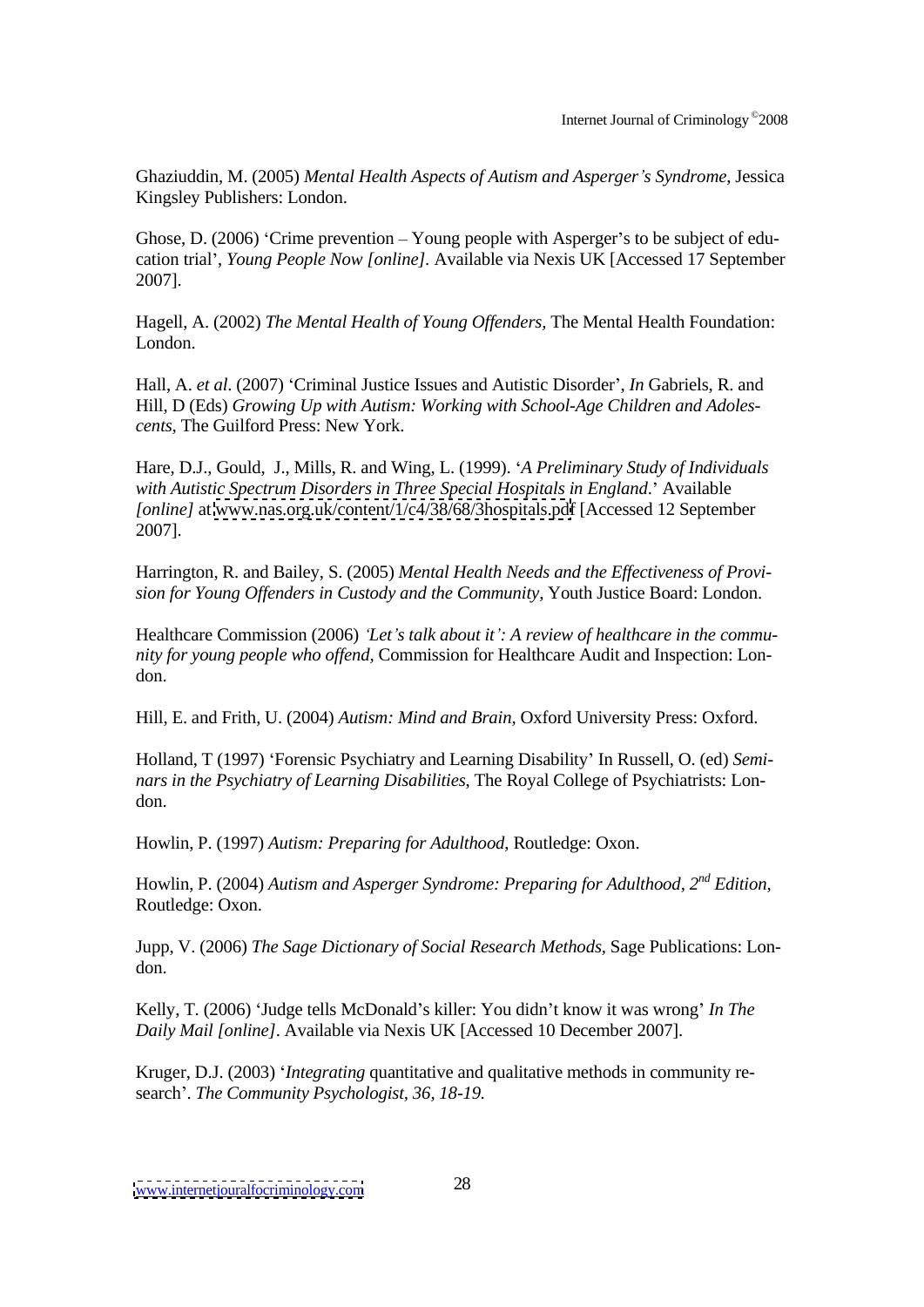Ghaziuddin, M. (2005) *Mental Health Aspects of Autism and Asperger's Syndrome*, Jessica Kingsley Publishers: London.

Ghose, D. (2006) 'Crime prevention – Young people with Asperger's to be subject of education trial', *Young People Now [online]*. Available via Nexis UK [Accessed 17 September 2007].

Hagell, A. (2002) *The Mental Health of Young Offenders*, The Mental Health Foundation: London.

Hall, A. *et al*. (2007) 'Criminal Justice Issues and Autistic Disorder', *In* Gabriels, R. and Hill, D (Eds) *Growing Up with Autism: Working with School-Age Children and Adolescents*, The Guilford Press: New York.

Hare, D.J., Gould, J., Mills, R. and Wing, L. (1999). '*A Preliminary Study of Individuals with Autistic Spectrum Disorders in Three Special Hospitals in England*.' Available *[online]* at www.nas.org.uk/content/1/c4/38/68/3hospitals.pdf [Accessed 12 September 2007].

Harrington, R. and Bailey, S. (2005) *Mental Health Needs and the Effectiveness of Provision for Young Offenders in Custody and the Community*, Youth Justice Board: London.

Healthcare Commission (2006) *'Let's talk about it': A review of healthcare in the community for young people who offend*, Commission for Healthcare Audit and Inspection: London.

Hill, E. and Frith, U. (2004) *Autism: Mind and Brain*, Oxford University Press: Oxford.

Holland, T (1997) 'Forensic Psychiatry and Learning Disability' In Russell, O. (ed) *Seminars in the Psychiatry of Learning Disabilities*, The Royal College of Psychiatrists: London.

Howlin, P. (1997) *Autism: Preparing for Adulthood*, Routledge: Oxon.

Howlin, P. (2004) *Autism and Asperger Syndrome: Preparing for Adulthood, 2nd Edition*, Routledge: Oxon.

Jupp, V. (2006) *The Sage Dictionary of Social Research Methods*, Sage Publications: London.

Kelly, T. (2006) 'Judge tells McDonald's killer: You didn't know it was wrong' *In The Daily Mail [online]*. Available via Nexis UK [Accessed 10 December 2007].

Kruger, D.J. (2003) '*Integrating* quantitative and qualitative methods in community research'. *The Community Psychologist, 36, 18-19.*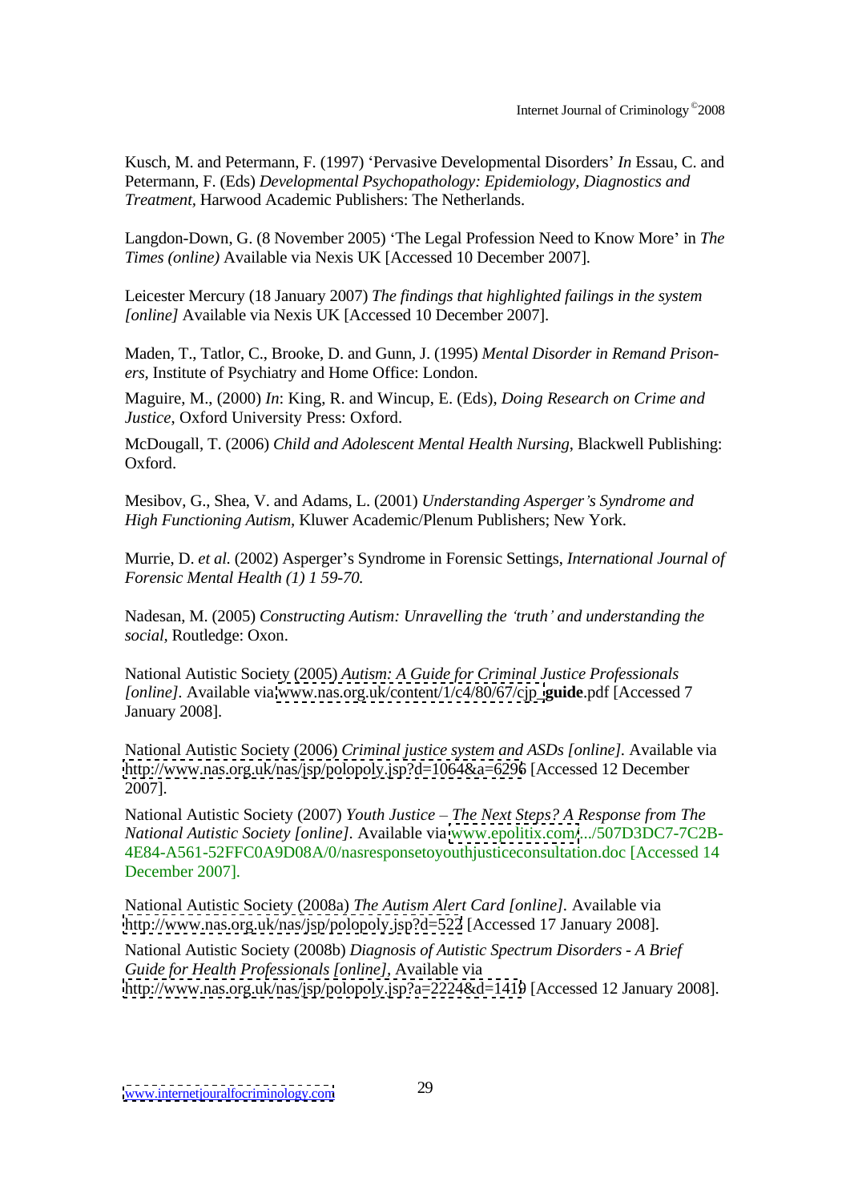Kusch, M. and Petermann, F. (1997) 'Pervasive Developmental Disorders' *In* Essau, C. and Petermann, F. (Eds) *Developmental Psychopathology: Epidemiology, Diagnostics and Treatment*, Harwood Academic Publishers: The Netherlands.

Langdon-Down, G. (8 November 2005) 'The Legal Profession Need to Know More' in *The Times (online)* Available via Nexis UK [Accessed 10 December 2007].

Leicester Mercury (18 January 2007) *The findings that highlighted failings in the system [online]* Available via Nexis UK [Accessed 10 December 2007].

Maden, T., Tatlor, C., Brooke, D. and Gunn, J. (1995) *Mental Disorder in Remand Prisoners*, Institute of Psychiatry and Home Office: London.

Maguire, M., (2000) *In*: King, R. and Wincup, E. (Eds), *Doing Research on Crime and Justice*, Oxford University Press: Oxford.

McDougall, T. (2006) *Child and Adolescent Mental Health Nursing*, Blackwell Publishing: Oxford.

Mesibov, G., Shea, V. and Adams, L. (2001) *Understanding Asperger's Syndrome and High Functioning Autism*, Kluwer Academic/Plenum Publishers; New York.

Murrie, D. *et al.* (2002) Asperger's Syndrome in Forensic Settings, *International Journal of Forensic Mental Health (1) 1 59-70.*

Nadesan, M. (2005) *Constructing Autism: Unravelling the 'truth' and understanding the social*, Routledge: Oxon.

National Autistic Society (2005) *Autism: A Guide for Criminal Justice Professionals [online]*. Available via www.nas.org.uk/content/1/c4/80/67/cjp_**guide**.pdf [Accessed 7 January 2008].

National Autistic Society (2006) *Criminal justice system and ASDs [online]*. Available via http://www.nas.org.uk/nas/jsp/polopoly.jsp?d=1064&a=6296 [Accessed 12 December 2007].

National Autistic Society (2007) *Youth Justice – The Next Steps? A Response from The National Autistic Society [online]*. Available via www.epolitix.com/.../507D3DC7-7C2B-4E84-A561-52FFC0A9D08A/0/nasresponsetoyouthjusticeconsultation.doc [Accessed 14 December 2007].

National Autistic Society (2008a) *The Autism Alert Card [online]*. Available via http://www.nas.org.uk/nas/jsp/polopoly.jsp?d=522 [Accessed 17 January 2008].

National Autistic Society (2008b) *Diagnosis of Autistic Spectrum Disorders - A Brief Guide for Health Professionals [online]*, Available via http://www.nas.org.uk/nas/jsp/polopoly.jsp?a=2224&d=1419 [Accessed 12 January 2008].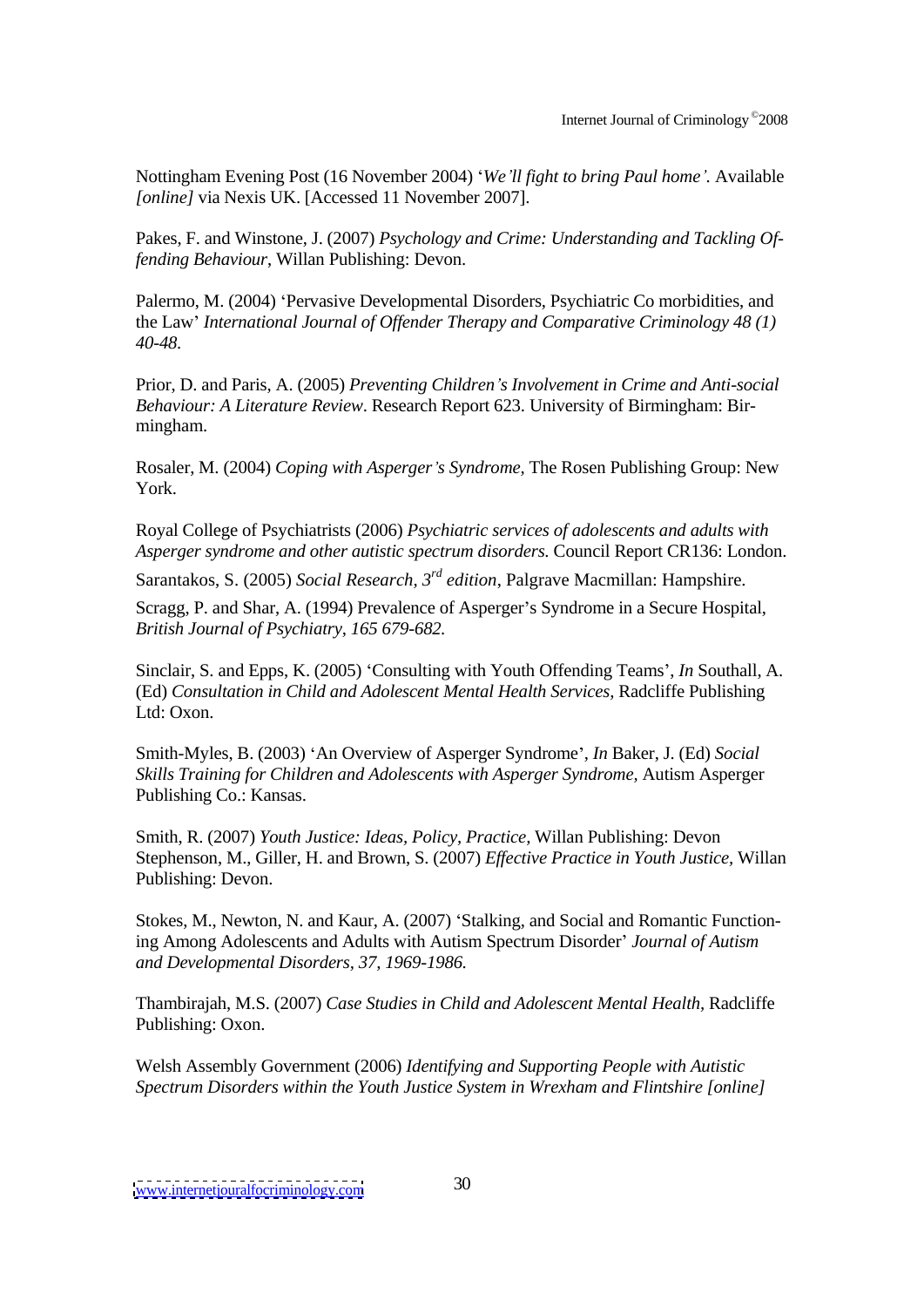Nottingham Evening Post (16 November 2004) '*We'll fight to bring Paul home'.* Available *[online]* via Nexis UK. [Accessed 11 November 2007].

Pakes, F. and Winstone, J. (2007) *Psychology and Crime: Understanding and Tackling Offending Behaviour*, Willan Publishing: Devon.

Palermo, M. (2004) 'Pervasive Developmental Disorders, Psychiatric Co morbidities, and the Law' *International Journal of Offender Therapy and Comparative Criminology 48 (1) 40-48.*

Prior, D. and Paris, A. (2005) *Preventing Children's Involvement in Crime and Anti-social Behaviour: A Literature Review*. Research Report 623. University of Birmingham: Birmingham.

Rosaler, M. (2004) *Coping with Asperger's Syndrome,* The Rosen Publishing Group: New York.

Royal College of Psychiatrists (2006) *Psychiatric services of adolescents and adults with Asperger syndrome and other autistic spectrum disorders.* Council Report CR136: London.

Sarantakos, S. (2005) *Social Research, 3rd edition*, Palgrave Macmillan: Hampshire.

Scragg, P. and Shar, A. (1994) Prevalence of Asperger's Syndrome in a Secure Hospital, *British Journal of Psychiatry, 165 679-682.*

Sinclair, S. and Epps, K. (2005) 'Consulting with Youth Offending Teams', *In* Southall, A. (Ed) *Consultation in Child and Adolescent Mental Health Services,* Radcliffe Publishing Ltd: Oxon.

Smith-Myles, B. (2003) 'An Overview of Asperger Syndrome', *In* Baker, J. (Ed) *Social Skills Training for Children and Adolescents with Asperger Syndrome,* Autism Asperger Publishing Co.: Kansas.

Smith, R. (2007) *Youth Justice: Ideas, Policy, Practice,* Willan Publishing: Devon

Stephenson, M., Giller, H. and Brown, S. (2007) *Effective Practice in Youth Justice,* Willan Publishing: Devon.

Stokes, M., Newton, N. and Kaur, A. (2007) 'Stalking, and Social and Romantic Functioning Among Adolescents and Adults with Autism Spectrum Disorder' *Journal of Autism and Developmental Disorders, 37, 1969-1986.*

Thambirajah, M.S. (2007) *Case Studies in Child and Adolescent Mental Health,* Radcliffe Publishing: Oxon.

Welsh Assembly Government (2006) *Identifying and Supporting People with Autistic Spectrum Disorders within the Youth Justice System in Wrexham and Flintshire [online]*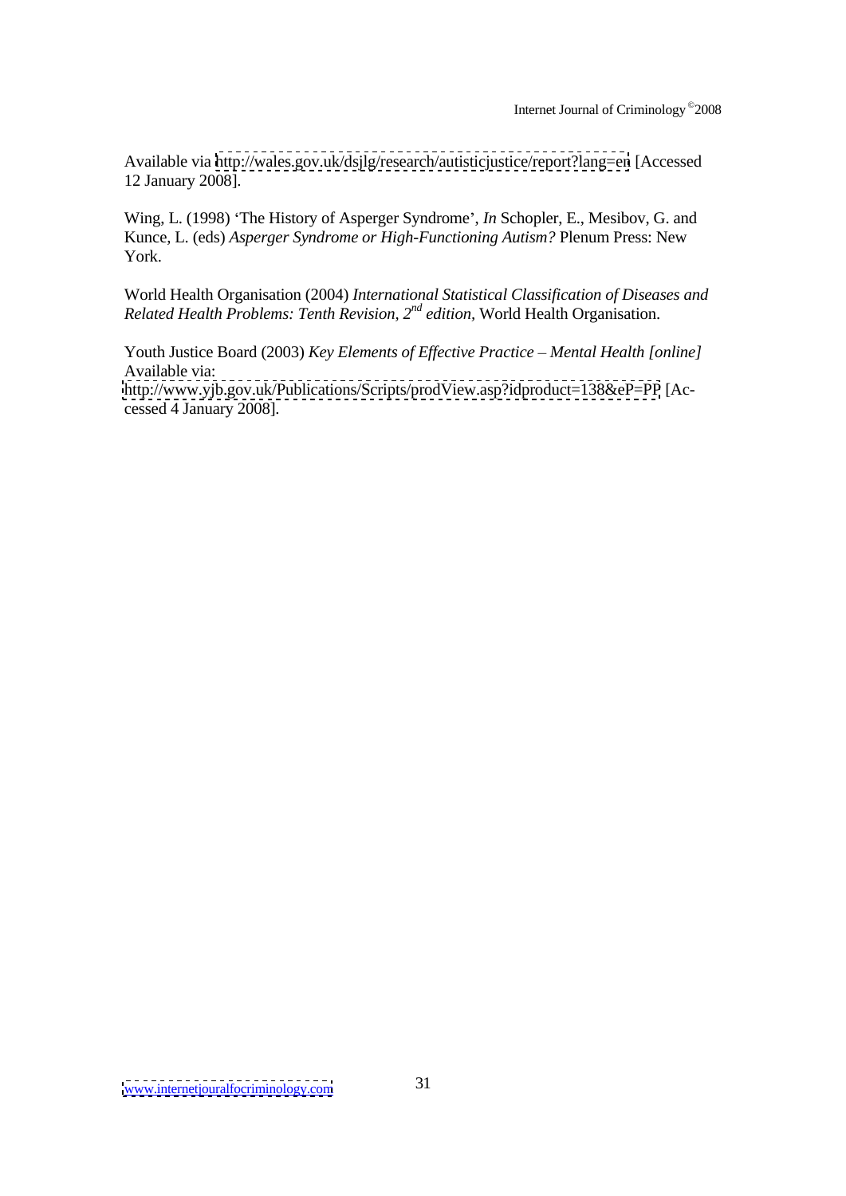Available via http://wales.gov.uk/dsjlg/research/autisticjustice/report?lang=en [Accessed 12 January 2008].

Wing, L. (1998) 'The History of Asperger Syndrome', *In* Schopler, E., Mesibov, G. and Kunce, L. (eds) *Asperger Syndrome or High-Functioning Autism?* Plenum Press: New York.

World Health Organisation (2004) *International Statistical Classification of Diseases and Related Health Problems: Tenth Revision, 2nd edition*, World Health Organisation.

Youth Justice Board (2003) *Key Elements of Effective Practice – Mental Health [online]* Available via: http://www.yjb.gov.uk/Publications/Scripts/prodView.asp?idproduct=138&eP=PP [Accessed 4 January 2008].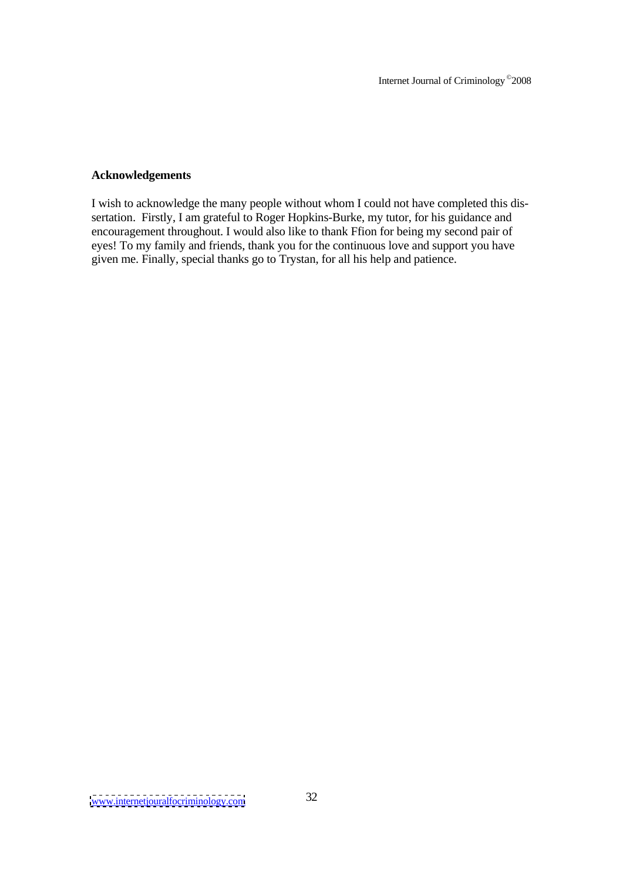## Acknowledgements

I wish to acknowledge the many people without whom I could not have completed this dissertation. Firstly, I am grateful to Roger Hopkins-Burke, my tutor, for his guidance and encouragement throughout. I would also like to thank Ffion for being my second pair of eyes! To my family and friends, thank you for the continuous love and support you have given me. Finally, special thanks go to Trystan, for all his help and patience.